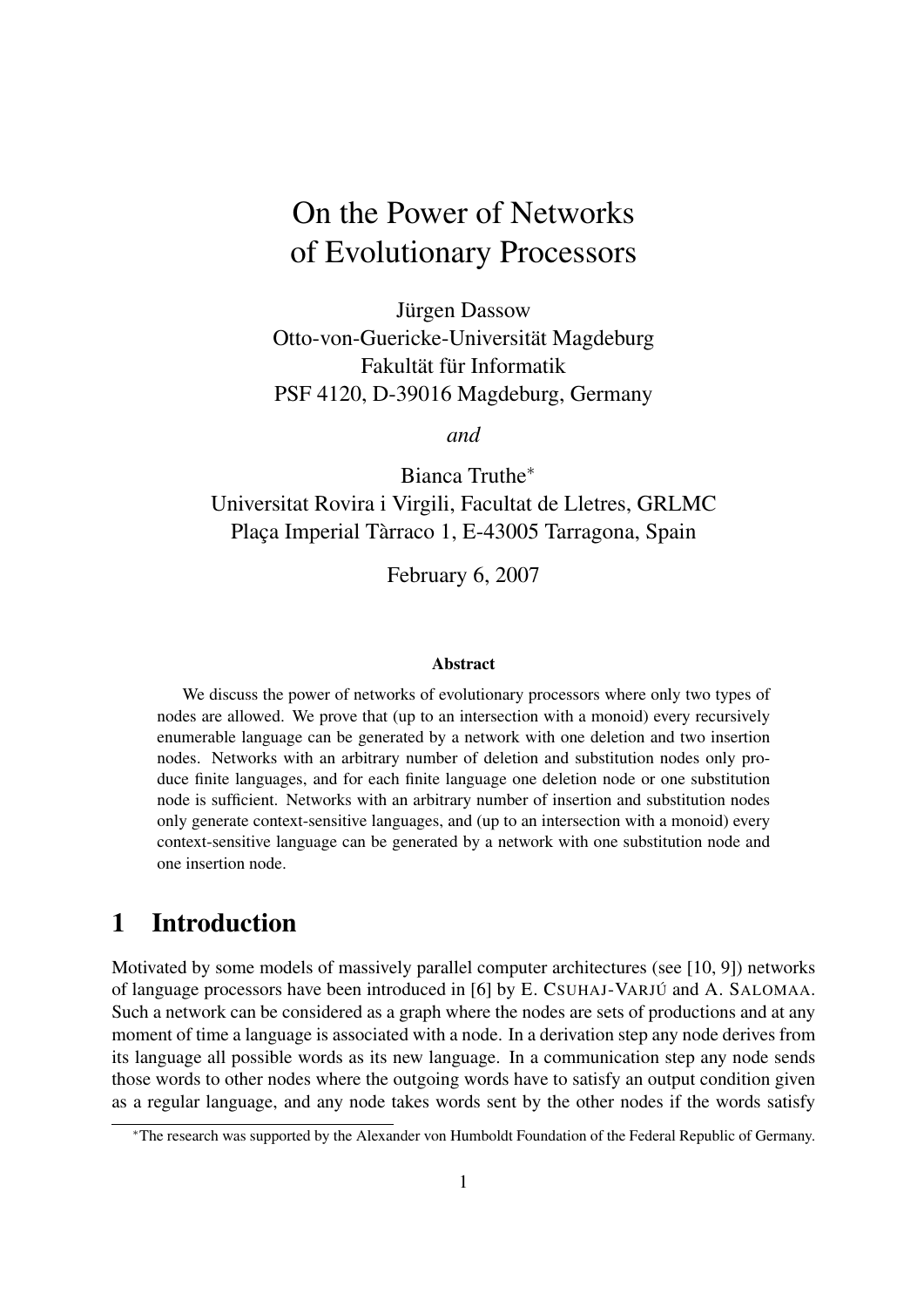# On the Power of Networks of Evolutionary Processors

Jürgen Dassow
Otto-von-Guericke-Universität Magdeburg
Fakultät für Informatik
PSF 4120, D-39016 Magdeburg, Germany

*and*

Bianca Truthe*
Universitat Rovira i Virgili, Facultat de Lletres, GRLMC
Plaça Imperial Tàrraco 1, E-43005 Tarragona, Spain

February 6, 2007

### Abstract

We discuss the power of networks of evolutionary processors where only two types of nodes are allowed. We prove that (up to an intersection with a monoid) every recursively enumerable language can be generated by a network with one deletion and two insertion nodes. Networks with an arbitrary number of deletion and substitution nodes only produce finite languages, and for each finite language one deletion node or one substitution node is sufficient. Networks with an arbitrary number of insertion and substitution nodes only generate context-sensitive languages, and (up to an intersection with a monoid) every context-sensitive language can be generated by a network with one substitution node and one insertion node.

## 1 Introduction

Motivated by some models of massively parallel computer architectures (see [10, 9]) networks of language processors have been introduced in [6] by E. Csuhaj-Varjú and A. Salomaa. Such a network can be considered as a graph where the nodes are sets of productions and at any moment of time a language is associated with a node. In a derivation step any node derives from its language all possible words as its new language. In a communication step any node sends those words to other nodes where the outgoing words have to satisfy an output condition given as a regular language, and any node takes words sent by the other nodes if the words satisfy

*The research was supported by the Alexander von Humboldt Foundation of the Federal Republic of Germany.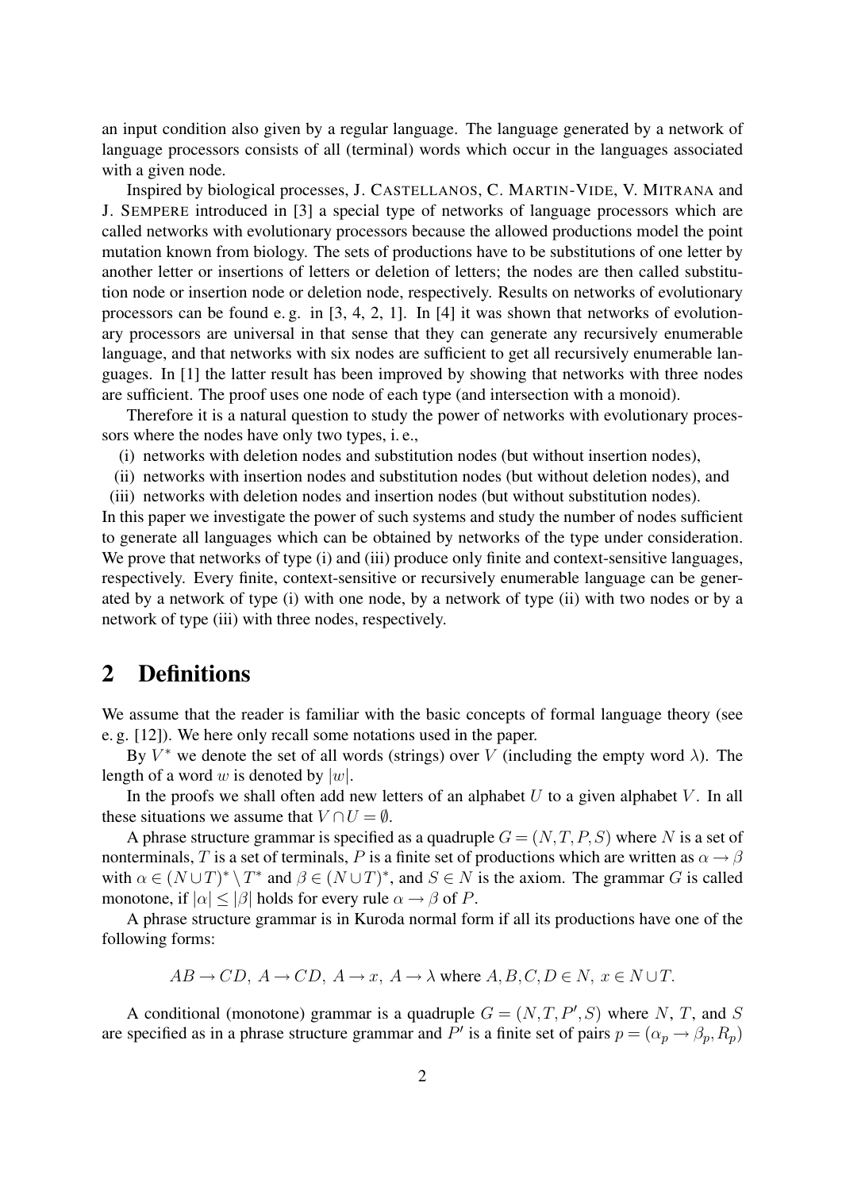an input condition also given by a regular language. The language generated by a network of language processors consists of all (terminal) words which occur in the languages associated with a given node.

Inspired by biological processes, J. CASTELLANOS, C. MARTIN-VIDE, V. MITRANA and J. SEMPERE introduced in [3] a special type of networks of language processors which are called networks with evolutionary processors because the allowed productions model the point mutation known from biology. The sets of productions have to be substitutions of one letter by another letter or insertions of letters or deletion of letters; the nodes are then called substitution node or insertion node or deletion node, respectively. Results on networks of evolutionary processors can be found e. g. in [3, 4, 2, 1]. In [4] it was shown that networks of evolutionary processors are universal in that sense that they can generate any recursively enumerable language, and that networks with six nodes are sufficient to get all recursively enumerable languages. In [1] the latter result has been improved by showing that networks with three nodes are sufficient. The proof uses one node of each type (and intersection with a monoid).

Therefore it is a natural question to study the power of networks with evolutionary processors where the nodes have only two types, i. e.,

(i) networks with deletion nodes and substitution nodes (but without insertion nodes),

(ii) networks with insertion nodes and substitution nodes (but without deletion nodes), and

(iii) networks with deletion nodes and insertion nodes (but without substitution nodes).

In this paper we investigate the power of such systems and study the number of nodes sufficient to generate all languages which can be obtained by networks of the type under consideration. We prove that networks of type (i) and (iii) produce only finite and context-sensitive languages, respectively. Every finite, context-sensitive or recursively enumerable language can be generated by a network of type (i) with one node, by a network of type (ii) with two nodes or by a network of type (iii) with three nodes, respectively.

## 2 Definitions

We assume that the reader is familiar with the basic concepts of formal language theory (see e. g. [12]). We here only recall some notations used in the paper.

By $V^*$ we denote the set of all words (strings) over $V$ (including the empty word $\lambda$). The length of a word $w$ is denoted by $|w|$.

In the proofs we shall often add new letters of an alphabet $U$ to a given alphabet $V$. In all these situations we assume that $V \cap U = \emptyset$.

A phrase structure grammar is specified as a quadruple $G = (N, T, P, S)$ where $N$ is a set of nonterminals, $T$ is a set of terminals, $P$ is a finite set of productions which are written as $\alpha \to \beta$ with $\alpha \in (N \cup T)^* \setminus T^*$ and $\beta \in (N \cup T)^*$, and $S \in N$ is the axiom. The grammar $G$ is called monotone, if $|\alpha| \leq |\beta|$ holds for every rule $\alpha \to \beta$ of $P$.

A phrase structure grammar is in Kuroda normal form if all its productions have one of the following forms:

$$AB \to CD,\ A \to CD,\ A \to x,\ A \to \lambda \text{ where } A, B, C, D \in N,\ x \in N \cup T.$$

A conditional (monotone) grammar is a quadruple $G = (N, T, P', S)$ where $N$, $T$, and $S$ are specified as in a phrase structure grammar and $P'$ is a finite set of pairs $p = (\alpha_p \to \beta_p, R_p)$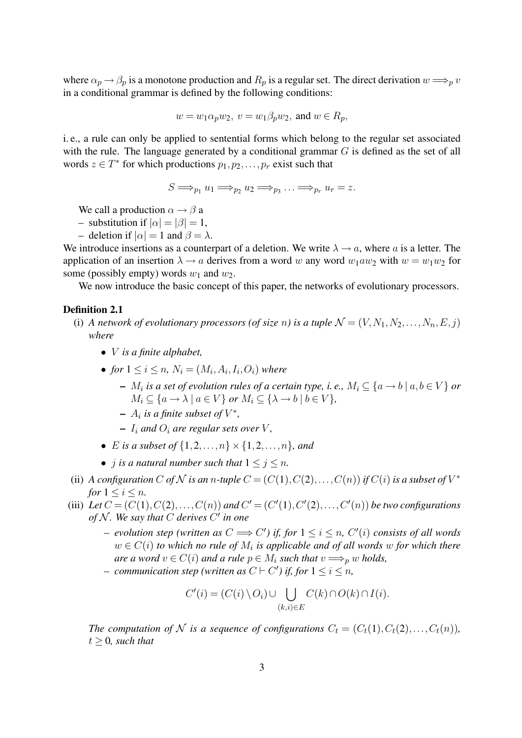where $\alpha_p \to \beta_p$ is a monotone production and $R_p$ is a regular set. The direct derivation $w \Longrightarrow_p v$ in a conditional grammar is defined by the following conditions:

$$w = w_1\alpha_p w_2,\ v = w_1\beta_p w_2, \text{ and } w \in R_p,$$

i. e., a rule can only be applied to sentential forms which belong to the regular set associated with the rule. The language generated by a conditional grammar $G$ is defined as the set of all words $z \in T^*$ for which productions $p_1, p_2, \ldots, p_r$ exist such that

$$S \Longrightarrow_{p_1} u_1 \Longrightarrow_{p_2} u_2 \Longrightarrow_{p_3} \ldots \Longrightarrow_{p_r} u_r = z.$$

We call a production $\alpha \to \beta$ a

– substitution if $|\alpha| = |\beta| = 1$,

– deletion if $|\alpha| = 1$ and $\beta = \lambda$.

We introduce insertions as a counterpart of a deletion. We write $\lambda \to a$, where $a$ is a letter. The application of an insertion $\lambda \to a$ derives from a word $w$ any word $w_1 a w_2$ with $w = w_1 w_2$ for some (possibly empty) words $w_1$ and $w_2$.

We now introduce the basic concept of this paper, the networks of evolutionary processors.

**Definition 2.1**

(i) *A network of evolutionary processors (of size $n$) is a tuple $\mathcal{N} = (V, N_1, N_2, \ldots, N_n, E, j)$ where*

- *$V$ is a finite alphabet,*
- *for $1 \leq i \leq n$, $N_i = (M_i, A_i, I_i, O_i)$ where*
  - *$M_i$ is a set of evolution rules of a certain type, i. e., $M_i \subseteq \{a \to b \mid a, b \in V\}$ or $M_i \subseteq \{a \to \lambda \mid a \in V\}$ or $M_i \subseteq \{\lambda \to b \mid b \in V\}$,*
  - *$A_i$ is a finite subset of $V^*$,*
  - *$I_i$ and $O_i$ are regular sets over $V$,*
- *$E$ is a subset of $\{1, 2, \ldots, n\} \times \{1, 2, \ldots, n\}$, and*
- *$j$ is a natural number such that $1 \leq j \leq n$.*

(ii) *A configuration $C$ of $\mathcal{N}$ is an $n$-tuple $C = (C(1), C(2), \ldots, C(n))$ if $C(i)$ is a subset of $V^*$ for $1 \leq i \leq n$.*

(iii) *Let $C = (C(1), C(2), \ldots, C(n))$ and $C' = (C'(1), C'(2), \ldots, C'(n))$ be two configurations of $\mathcal{N}$. We say that $C$ derives $C'$ in one*

- *evolution step (written as $C \Longrightarrow C'$) if, for $1 \leq i \leq n$, $C'(i)$ consists of all words $w \in C(i)$ to which no rule of $M_i$ is applicable and of all words $w$ for which there are a word $v \in C(i)$ and a rule $p \in M_i$ such that $v \Longrightarrow_p w$ holds,*
- *communication step (written as $C \vdash C'$) if, for $1 \leq i \leq n$,*

$$C'(i) = (C(i) \setminus O_i) \cup \bigcup_{(k,i) \in E} C(k) \cap O(k) \cap I(i).$$

*The computation of $\mathcal{N}$ is a sequence of configurations $C_t = (C_t(1), C_t(2), \ldots, C_t(n))$, $t \geq 0$, such that*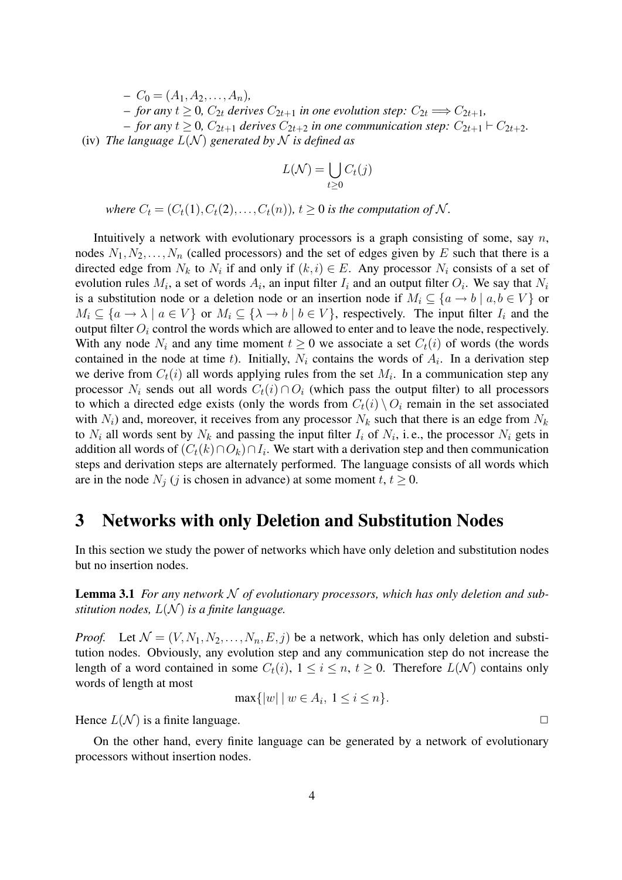- $C_0 = (A_1, A_2, \ldots, A_n)$,
- *for any* $t \geq 0$, $C_{2t}$ *derives* $C_{2t+1}$ *in one evolution step:* $C_{2t} \Longrightarrow C_{2t+1}$,
- *for any* $t \geq 0$, $C_{2t+1}$ *derives* $C_{2t+2}$ *in one communication step:* $C_{2t+1} \vdash C_{2t+2}$.

(iv) *The language* $L(\mathcal{N})$ *generated by* $\mathcal{N}$ *is defined as*

$$L(\mathcal{N}) = \bigcup_{t \geq 0} C_t(j)$$

*where* $C_t = (C_t(1), C_t(2), \ldots, C_t(n))$, $t \geq 0$ *is the computation of* $\mathcal{N}$.

Intuitively a network with evolutionary processors is a graph consisting of some, say $n$, nodes $N_1, N_2, \ldots, N_n$ (called processors) and the set of edges given by $E$ such that there is a directed edge from $N_k$ to $N_i$ if and only if $(k,i) \in E$. Any processor $N_i$ consists of a set of evolution rules $M_i$, a set of words $A_i$, an input filter $I_i$ and an output filter $O_i$. We say that $N_i$ is a substitution node or a deletion node or an insertion node if $M_i \subseteq \{a \to b \mid a, b \in V\}$ or $M_i \subseteq \{a \to \lambda \mid a \in V\}$ or $M_i \subseteq \{\lambda \to b \mid b \in V\}$, respectively. The input filter $I_i$ and the output filter $O_i$ control the words which are allowed to enter and to leave the node, respectively. With any node $N_i$ and any time moment $t \geq 0$ we associate a set $C_t(i)$ of words (the words contained in the node at time $t$). Initially, $N_i$ contains the words of $A_i$. In a derivation step we derive from $C_t(i)$ all words applying rules from the set $M_i$. In a communication step any processor $N_i$ sends out all words $C_t(i) \cap O_i$ (which pass the output filter) to all processors to which a directed edge exists (only the words from $C_t(i) \setminus O_i$ remain in the set associated with $N_i$) and, moreover, it receives from any processor $N_k$ such that there is an edge from $N_k$ to $N_i$ all words sent by $N_k$ and passing the input filter $I_i$ of $N_i$, i. e., the processor $N_i$ gets in addition all words of $(C_t(k) \cap O_k) \cap I_i$. We start with a derivation step and then communication steps and derivation steps are alternately performed. The language consists of all words which are in the node $N_j$ ($j$ is chosen in advance) at some moment $t$, $t \geq 0$.

## 3 Networks with only Deletion and Substitution Nodes

In this section we study the power of networks which have only deletion and substitution nodes but no insertion nodes.

**Lemma 3.1** *For any network* $\mathcal{N}$ *of evolutionary processors, which has only deletion and substitution nodes,* $L(\mathcal{N})$ *is a finite language.*

*Proof.* Let $\mathcal{N} = (V, N_1, N_2, \ldots, N_n, E, j)$ be a network, which has only deletion and substitution nodes. Obviously, any evolution step and any communication step do not increase the length of a word contained in some $C_t(i)$, $1 \leq i \leq n$, $t \geq 0$. Therefore $L(\mathcal{N})$ contains only words of length at most

$$\max\{|w| \mid w \in A_i,\ 1 \leq i \leq n\}.$$

Hence $L(\mathcal{N})$ is a finite language. □

On the other hand, every finite language can be generated by a network of evolutionary processors without insertion nodes.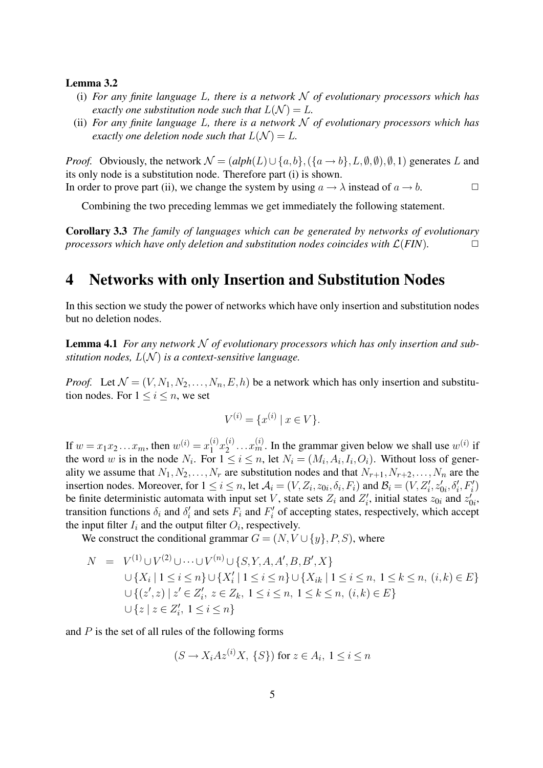**Lemma 3.2**

(i) *For any finite language $L$, there is a network $\mathcal{N}$ of evolutionary processors which has exactly one substitution node such that $L(\mathcal{N}) = L$.*

(ii) *For any finite language $L$, there is a network $\mathcal{N}$ of evolutionary processors which has exactly one deletion node such that $L(\mathcal{N}) = L$.*

*Proof.* Obviously, the network $\mathcal{N} = (alph(L) \cup \{a,b\}, (\{a \to b\}, L, \emptyset, \emptyset), \emptyset, 1)$ generates $L$ and its only node is a substitution node. Therefore part (i) is shown.
In order to prove part (ii), we change the system by using $a \to \lambda$ instead of $a \to b$. $\square$

Combining the two preceding lemmas we get immediately the following statement.

**Corollary 3.3** *The family of languages which can be generated by networks of evolutionary processors which have only deletion and substitution nodes coincides with $\mathcal{L}(FIN)$.* $\square$

# 4 Networks with only Insertion and Substitution Nodes

In this section we study the power of networks which have only insertion and substitution nodes but no deletion nodes.

**Lemma 4.1** *For any network $\mathcal{N}$ of evolutionary processors which has only insertion and substitution nodes, $L(\mathcal{N})$ is a context-sensitive language.*

*Proof.* Let $\mathcal{N} = (V, N_1, N_2, \ldots, N_n, E, h)$ be a network which has only insertion and substitution nodes. For $1 \le i \le n$, we set

$$V^{(i)} = \{x^{(i)} \mid x \in V\}.$$

If $w = x_1 x_2 \ldots x_m$, then $w^{(i)} = x_1^{(i)} x_2^{(i)} \ldots x_m^{(i)}$. In the grammar given below we shall use $w^{(i)}$ if the word $w$ is in the node $N_i$. For $1 \le i \le n$, let $N_i = (M_i, A_i, I_i, O_i)$. Without loss of generality we assume that $N_1, N_2, \ldots, N_r$ are substitution nodes and that $N_{r+1}, N_{r+2}, \ldots, N_n$ are the insertion nodes. Moreover, for $1 \le i \le n$, let $\mathcal{A}_i = (V, Z_i, z_{0i}, \delta_i, F_i)$ and $\mathcal{B}_i = (V, Z_i', z_{0i}', \delta_i', F_i')$ be finite deterministic automata with input set $V$, state sets $Z_i$ and $Z_i'$, initial states $z_{0i}$ and $z_{0i}'$, transition functions $\delta_i$ and $\delta_i'$ and sets $F_i$ and $F_i'$ of accepting states, respectively, which accept the input filter $I_i$ and the output filter $O_i$, respectively.

We construct the conditional grammar $G = (N, V \cup \{y\}, P, S)$, where

$$\begin{aligned} N \;=\;& V^{(1)} \cup V^{(2)} \cup \cdots \cup V^{(n)} \cup \{S, Y, A, A', B, B', X\} \\ & \cup \{X_i \mid 1 \le i \le n\} \cup \{X_i' \mid 1 \le i \le n\} \cup \{X_{ik} \mid 1 \le i \le n,\ 1 \le k \le n,\ (i,k) \in E\} \\ & \cup \{(z', z) \mid z' \in Z_i',\ z \in Z_k,\ 1 \le i \le n,\ 1 \le k \le n,\ (i,k) \in E\} \\ & \cup \{z \mid z \in Z_i',\ 1 \le i \le n\} \end{aligned}$$

and $P$ is the set of all rules of the following forms

$$(S \to X_i A z^{(i)} X,\ \{S\}) \text{ for } z \in A_i,\ 1 \le i \le n$$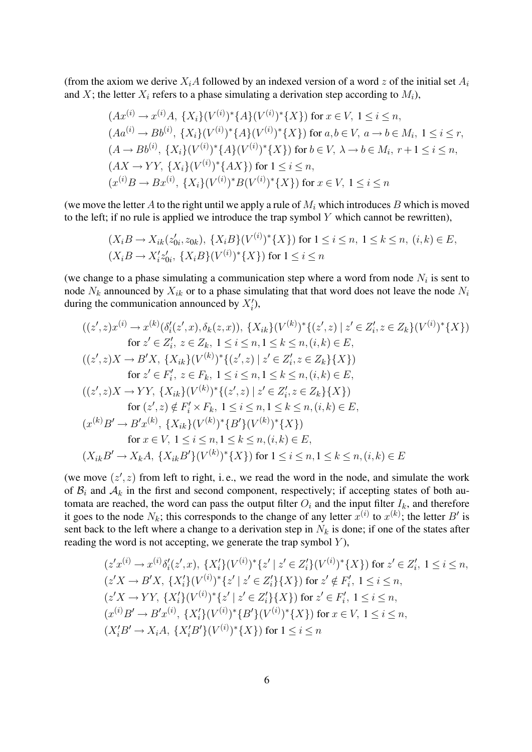(from the axiom we derive $X_iA$ followed by an indexed version of a word $z$ of the initial set $A_i$ and $X$; the letter $X_i$ refers to a phase simulating a derivation step according to $M_i$),

$$(Ax^{(i)} \to x^{(i)}A,\ \{X_i\}(V^{(i)})^*\{A\}(V^{(i)})^*\{X\}) \text{ for } x \in V,\ 1 \le i \le n,$$
$$(Aa^{(i)} \to Bb^{(i)},\ \{X_i\}(V^{(i)})^*\{A\}(V^{(i)})^*\{X\}) \text{ for } a, b \in V,\ a \to b \in M_i,\ 1 \le i \le r,$$
$$(A \to Bb^{(i)},\ \{X_i\}(V^{(i)})^*\{A\}(V^{(i)})^*\{X\}) \text{ for } b \in V,\ \lambda \to b \in M_i,\ r+1 \le i \le n,$$
$$(AX \to YY,\ \{X_i\}(V^{(i)})^*\{AX\}) \text{ for } 1 \le i \le n,$$
$$(x^{(i)}B \to Bx^{(i)},\ \{X_i\}(V^{(i)})^*B(V^{(i)})^*\{X\}) \text{ for } x \in V,\ 1 \le i \le n$$

(we move the letter $A$ to the right until we apply a rule of $M_i$ which introduces $B$ which is moved to the left; if no rule is applied we introduce the trap symbol $Y$ which cannot be rewritten),

$$(X_iB \to X_{ik}(z'_{0i}, z_{0k}),\ \{X_iB\}(V^{(i)})^*\{X\}) \text{ for } 1 \le i \le n,\ 1 \le k \le n,\ (i,k) \in E,$$
$$(X_iB \to X'_iz'_{0i},\ \{X_iB\}(V^{(i)})^*\{X\}) \text{ for } 1 \le i \le n$$

(we change to a phase simulating a communication step where a word from node $N_i$ is sent to node $N_k$ announced by $X_{ik}$ or to a phase simulating that that word does not leave the node $N_i$ during the communication announced by $X'_i$),

$$((z', z)x^{(i)} \to x^{(k)}(\delta'_i(z', x), \delta_k(z, x)),\ \{X_{ik}\}(V^{(k)})^*\{(z', z) \mid z' \in Z'_i, z \in Z_k\}(V^{(i)})^*\{X\})$$
$$\text{for } z' \in Z'_i,\ z \in Z_k,\ 1 \le i \le n, 1 \le k \le n, (i,k) \in E,$$
$$((z', z)X \to B'X,\ \{X_{ik}\}(V^{(k)})^*\{(z', z) \mid z' \in Z'_i, z \in Z_k\}\{X\})$$
$$\text{for } z' \in F'_i,\ z \in F_k,\ 1 \le i \le n, 1 \le k \le n, (i,k) \in E,$$
$$((z', z)X \to YY,\ \{X_{ik}\}(V^{(k)})^*\{(z', z) \mid z' \in Z'_i, z \in Z_k\}\{X\})$$
$$\text{for } (z', z) \notin F'_i \times F_k,\ 1 \le i \le n, 1 \le k \le n, (i,k) \in E,$$
$$(x^{(k)}B' \to B'x^{(k)},\ \{X_{ik}\}(V^{(k)})^*\{B'\}(V^{(k)})^*\{X\})$$
$$\text{for } x \in V,\ 1 \le i \le n, 1 \le k \le n, (i,k) \in E,$$
$$(X_{ik}B' \to X_kA,\ \{X_{ik}B'\}(V^{(k)})^*\{X\}) \text{ for } 1 \le i \le n, 1 \le k \le n, (i,k) \in E$$

(we move $(z', z)$ from left to right, i. e., we read the word in the node, and simulate the work of $\mathcal{B}_i$ and $\mathcal{A}_k$ in the first and second component, respectively; if accepting states of both automata are reached, the word can pass the output filter $O_i$ and the input filter $I_k$, and therefore it goes to the node $N_k$; this corresponds to the change of any letter $x^{(i)}$ to $x^{(k)}$; the letter $B'$ is sent back to the left where a change to a derivation step in $N_k$ is done; if one of the states after reading the word is not accepting, we generate the trap symbol $Y$),

$$(z'x^{(i)} \to x^{(i)}\delta'_i(z', x),\ \{X'_i\}(V^{(i)})^*\{z' \mid z' \in Z'_i\}(V^{(i)})^*\{X\}) \text{ for } z' \in Z'_i,\ 1 \le i \le n,$$
$$(z'X \to B'X,\ \{X'_i\}(V^{(i)})^*\{z' \mid z' \in Z'_i\}\{X\}) \text{ for } z' \notin F'_i,\ 1 \le i \le n,$$
$$(z'X \to YY,\ \{X'_i\}(V^{(i)})^*\{z' \mid z' \in Z'_i\}\{X\}) \text{ for } z' \in F'_i,\ 1 \le i \le n,$$
$$(x^{(i)}B' \to B'x^{(i)},\ \{X'_i\}(V^{(i)})^*\{B'\}(V^{(i)})^*\{X\}) \text{ for } x \in V,\ 1 \le i \le n,$$
$$(X'_iB' \to X_iA,\ \{X'_iB'\}(V^{(i)})^*\{X\}) \text{ for } 1 \le i \le n$$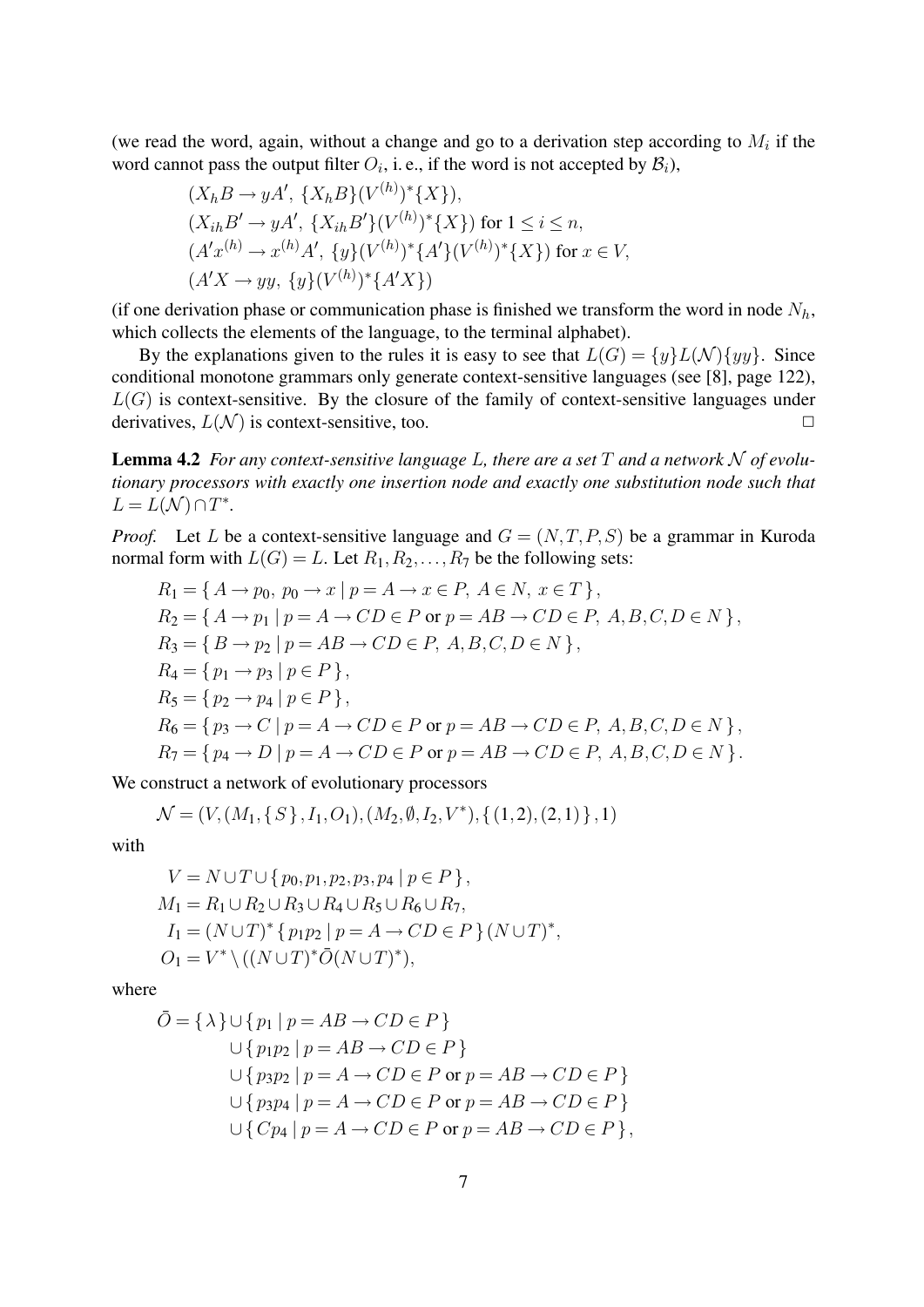(we read the word, again, without a change and go to a derivation step according to $M_i$ if the word cannot pass the output filter $O_i$, i. e., if the word is not accepted by $\mathcal{B}_i$),

$$(X_h B \to yA',\ \{X_h B\}(V^{(h)})^*\{X\}),$$
$$(X_{ih}B' \to yA',\ \{X_{ih}B'\}(V^{(h)})^*\{X\}) \text{ for } 1 \leq i \leq n,$$
$$(A'x^{(h)} \to x^{(h)}A',\ \{y\}(V^{(h)})^*\{A'\}(V^{(h)})^*\{X\}) \text{ for } x \in V,$$
$$(A'X \to yy,\ \{y\}(V^{(h)})^*\{A'X\})$$

(if one derivation phase or communication phase is finished we transform the word in node $N_h$, which collects the elements of the language, to the terminal alphabet).

By the explanations given to the rules it is easy to see that $L(G) = \{y\}L(\mathcal{N})\{yy\}$. Since conditional monotone grammars only generate context-sensitive languages (see [8], page 122), $L(G)$ is context-sensitive. By the closure of the family of context-sensitive languages under derivatives, $L(\mathcal{N})$ is context-sensitive, too. $\square$

**Lemma 4.2** *For any context-sensitive language $L$, there are a set $T$ and a network $\mathcal{N}$ of evolutionary processors with exactly one insertion node and exactly one substitution node such that $L = L(\mathcal{N}) \cap T^*$.*

*Proof.* Let $L$ be a context-sensitive language and $G = (N, T, P, S)$ be a grammar in Kuroda normal form with $L(G) = L$. Let $R_1, R_2, \ldots, R_7$ be the following sets:

$$R_1 = \{\, A \to p_0,\ p_0 \to x \mid p = A \to x \in P,\ A \in N,\ x \in T \,\},$$
$$R_2 = \{\, A \to p_1 \mid p = A \to CD \in P \text{ or } p = AB \to CD \in P,\ A, B, C, D \in N \,\},$$
$$R_3 = \{\, B \to p_2 \mid p = AB \to CD \in P,\ A, B, C, D \in N \,\},$$
$$R_4 = \{\, p_1 \to p_3 \mid p \in P \,\},$$
$$R_5 = \{\, p_2 \to p_4 \mid p \in P \,\},$$
$$R_6 = \{\, p_3 \to C \mid p = A \to CD \in P \text{ or } p = AB \to CD \in P,\ A, B, C, D \in N \,\},$$
$$R_7 = \{\, p_4 \to D \mid p = A \to CD \in P \text{ or } p = AB \to CD \in P,\ A, B, C, D \in N \,\}.$$

We construct a network of evolutionary processors

$$\mathcal{N} = (V, (M_1, \{\, S \,\}, I_1, O_1), (M_2, \emptyset, I_2, V^*), \{\, (1,2), (2,1) \,\}, 1)$$

with

$$V = N \cup T \cup \{\, p_0, p_1, p_2, p_3, p_4 \mid p \in P \,\},$$
$$M_1 = R_1 \cup R_2 \cup R_3 \cup R_4 \cup R_5 \cup R_6 \cup R_7,$$
$$I_1 = (N \cup T)^* \{\, p_1 p_2 \mid p = A \to CD \in P \,\} (N \cup T)^*,$$
$$O_1 = V^* \setminus ((N \cup T)^* \bar{O} (N \cup T)^*),$$

where

$$\begin{aligned}
\bar{O} = \{\, \lambda \,\} &\cup \{\, p_1 \mid p = AB \to CD \in P \,\} \\
&\cup \{\, p_1 p_2 \mid p = AB \to CD \in P \,\} \\
&\cup \{\, p_3 p_2 \mid p = A \to CD \in P \text{ or } p = AB \to CD \in P \,\} \\
&\cup \{\, p_3 p_4 \mid p = A \to CD \in P \text{ or } p = AB \to CD \in P \,\} \\
&\cup \{\, C p_4 \mid p = A \to CD \in P \text{ or } p = AB \to CD \in P \,\},
\end{aligned}$$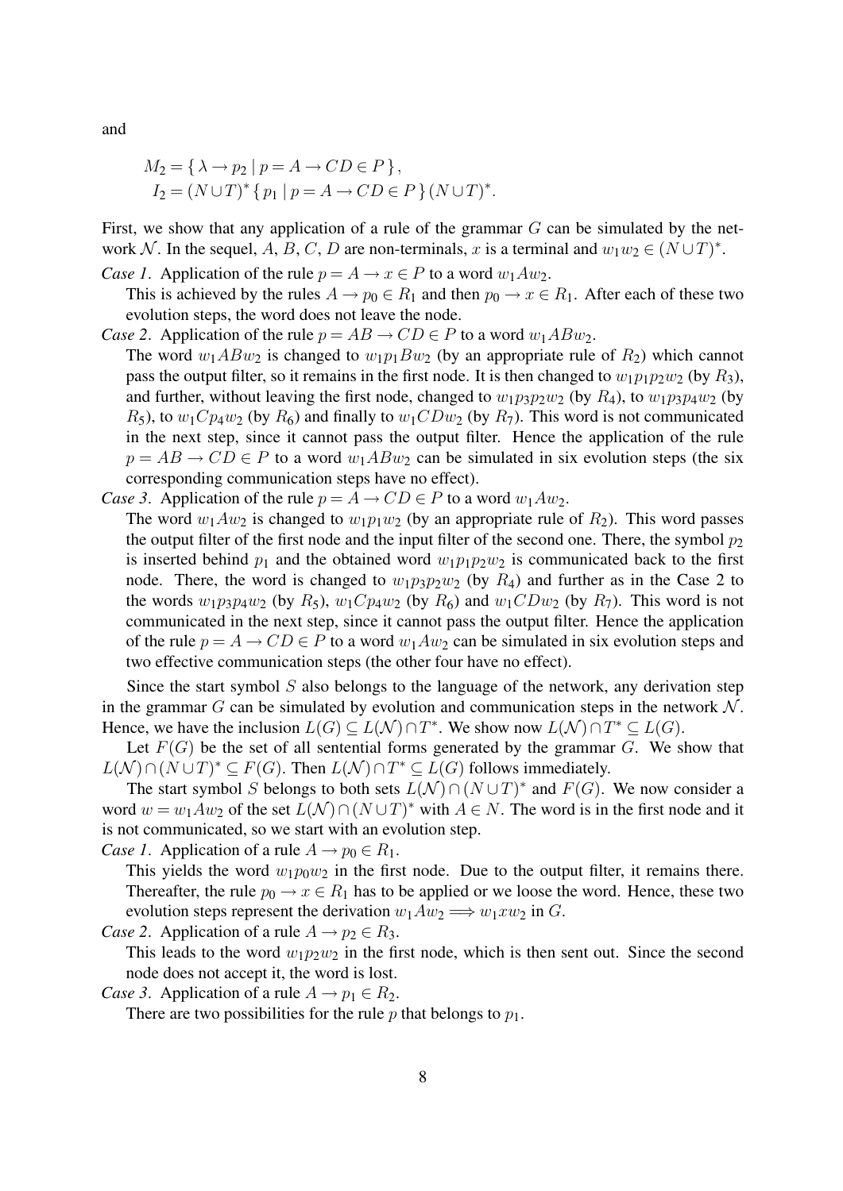and

$$M_2 = \{\, \lambda \to p_2 \mid p = A \to CD \in P \,\},$$
$$I_2 = (N \cup T)^* \{\, p_1 \mid p = A \to CD \in P \,\} (N \cup T)^*.$$

First, we show that any application of a rule of the grammar $G$ can be simulated by the network $\mathcal{N}$. In the sequel, $A$, $B$, $C$, $D$ are non-terminals, $x$ is a terminal and $w_1 w_2 \in (N \cup T)^*$.

*Case 1*. Application of the rule $p = A \to x \in P$ to a word $w_1 A w_2$.

This is achieved by the rules $A \to p_0 \in R_1$ and then $p_0 \to x \in R_1$. After each of these two evolution steps, the word does not leave the node.

*Case 2*. Application of the rule $p = AB \to CD \in P$ to a word $w_1 AB w_2$.

The word $w_1 AB w_2$ is changed to $w_1 p_1 B w_2$ (by an appropriate rule of $R_2$) which cannot pass the output filter, so it remains in the first node. It is then changed to $w_1 p_1 p_2 w_2$ (by $R_3$), and further, without leaving the first node, changed to $w_1 p_3 p_2 w_2$ (by $R_4$), to $w_1 p_3 p_4 w_2$ (by $R_5$), to $w_1 C p_4 w_2$ (by $R_6$) and finally to $w_1 CD w_2$ (by $R_7$). This word is not communicated in the next step, since it cannot pass the output filter. Hence the application of the rule $p = AB \to CD \in P$ to a word $w_1 AB w_2$ can be simulated in six evolution steps (the six corresponding communication steps have no effect).

*Case 3*. Application of the rule $p = A \to CD \in P$ to a word $w_1 A w_2$.

The word $w_1 A w_2$ is changed to $w_1 p_1 w_2$ (by an appropriate rule of $R_2$). This word passes the output filter of the first node and the input filter of the second one. There, the symbol $p_2$ is inserted behind $p_1$ and the obtained word $w_1 p_1 p_2 w_2$ is communicated back to the first node. There, the word is changed to $w_1 p_3 p_2 w_2$ (by $R_4$) and further as in the Case 2 to the words $w_1 p_3 p_4 w_2$ (by $R_5$), $w_1 C p_4 w_2$ (by $R_6$) and $w_1 CD w_2$ (by $R_7$). This word is not communicated in the next step, since it cannot pass the output filter. Hence the application of the rule $p = A \to CD \in P$ to a word $w_1 A w_2$ can be simulated in six evolution steps and two effective communication steps (the other four have no effect).

Since the start symbol $S$ also belongs to the language of the network, any derivation step in the grammar $G$ can be simulated by evolution and communication steps in the network $\mathcal{N}$. Hence, we have the inclusion $L(G) \subseteq L(\mathcal{N}) \cap T^*$. We show now $L(\mathcal{N}) \cap T^* \subseteq L(G)$.

Let $F(G)$ be the set of all sentential forms generated by the grammar $G$. We show that $L(\mathcal{N}) \cap (N \cup T)^* \subseteq F(G)$. Then $L(\mathcal{N}) \cap T^* \subseteq L(G)$ follows immediately.

The start symbol $S$ belongs to both sets $L(\mathcal{N}) \cap (N \cup T)^*$ and $F(G)$. We now consider a word $w = w_1 A w_2$ of the set $L(\mathcal{N}) \cap (N \cup T)^*$ with $A \in N$. The word is in the first node and it is not communicated, so we start with an evolution step.

*Case 1*. Application of a rule $A \to p_0 \in R_1$.

This yields the word $w_1 p_0 w_2$ in the first node. Due to the output filter, it remains there. Thereafter, the rule $p_0 \to x \in R_1$ has to be applied or we loose the word. Hence, these two evolution steps represent the derivation $w_1 A w_2 \Longrightarrow w_1 x w_2$ in $G$.

*Case 2*. Application of a rule $A \to p_2 \in R_3$.

This leads to the word $w_1 p_2 w_2$ in the first node, which is then sent out. Since the second node does not accept it, the word is lost.

*Case 3*. Application of a rule $A \to p_1 \in R_2$.

There are two possibilities for the rule $p$ that belongs to $p_1$.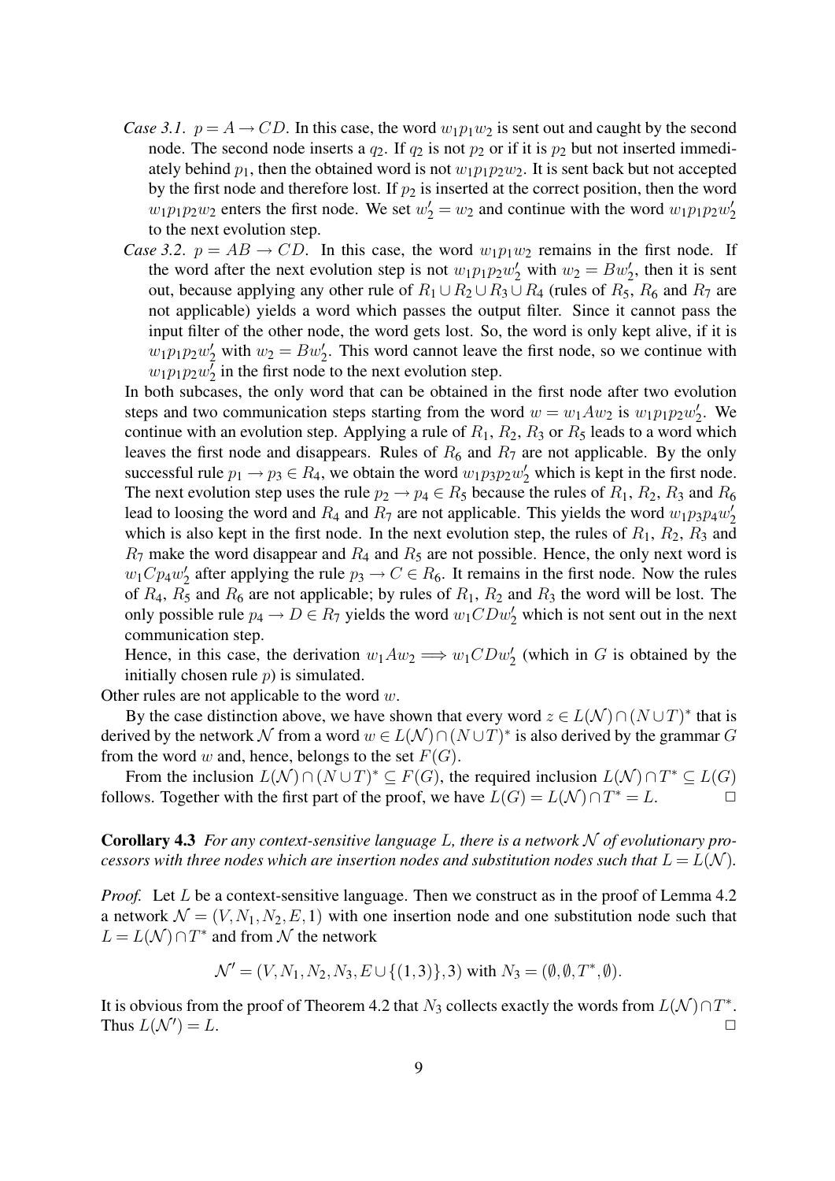*Case 3.1.* $p = A \to CD$. In this case, the word $w_1p_1w_2$ is sent out and caught by the second node. The second node inserts a $q_2$. If $q_2$ is not $p_2$ or if it is $p_2$ but not inserted immediately behind $p_1$, then the obtained word is not $w_1p_1p_2w_2$. It is sent back but not accepted by the first node and therefore lost. If $p_2$ is inserted at the correct position, then the word $w_1p_1p_2w_2$ enters the first node. We set $w_2' = w_2$ and continue with the word $w_1p_1p_2w_2'$ to the next evolution step.

*Case 3.2.* $p = AB \to CD$. In this case, the word $w_1p_1w_2$ remains in the first node. If the word after the next evolution step is not $w_1p_1p_2w_2'$ with $w_2 = Bw_2'$, then it is sent out, because applying any other rule of $R_1 \cup R_2 \cup R_3 \cup R_4$ (rules of $R_5$, $R_6$ and $R_7$ are not applicable) yields a word which passes the output filter. Since it cannot pass the input filter of the other node, the word gets lost. So, the word is only kept alive, if it is $w_1p_1p_2w_2'$ with $w_2 = Bw_2'$. This word cannot leave the first node, so we continue with $w_1p_1p_2w_2'$ in the first node to the next evolution step.

In both subcases, the only word that can be obtained in the first node after two evolution steps and two communication steps starting from the word $w = w_1Aw_2$ is $w_1p_1p_2w_2'$. We continue with an evolution step. Applying a rule of $R_1$, $R_2$, $R_3$ or $R_5$ leads to a word which leaves the first node and disappears. Rules of $R_6$ and $R_7$ are not applicable. By the only successful rule $p_1 \to p_3 \in R_4$, we obtain the word $w_1p_3p_2w_2'$ which is kept in the first node. The next evolution step uses the rule $p_2 \to p_4 \in R_5$ because the rules of $R_1$, $R_2$, $R_3$ and $R_6$ lead to loosing the word and $R_4$ and $R_7$ are not applicable. This yields the word $w_1p_3p_4w_2'$ which is also kept in the first node. In the next evolution step, the rules of $R_1$, $R_2$, $R_3$ and $R_7$ make the word disappear and $R_4$ and $R_5$ are not possible. Hence, the only next word is $w_1Cp_4w_2'$ after applying the rule $p_3 \to C \in R_6$. It remains in the first node. Now the rules of $R_4$, $R_5$ and $R_6$ are not applicable; by rules of $R_1$, $R_2$ and $R_3$ the word will be lost. The only possible rule $p_4 \to D \in R_7$ yields the word $w_1CDw_2'$ which is not sent out in the next communication step.

Hence, in this case, the derivation $w_1Aw_2 \Longrightarrow w_1CDw_2'$ (which in $G$ is obtained by the initially chosen rule $p$) is simulated.

Other rules are not applicable to the word $w$.

By the case distinction above, we have shown that every word $z \in L(\mathcal{N}) \cap (N \cup T)^*$ that is derived by the network $\mathcal{N}$ from a word $w \in L(\mathcal{N}) \cap (N \cup T)^*$ is also derived by the grammar $G$ from the word $w$ and, hence, belongs to the set $F(G)$.

From the inclusion $L(\mathcal{N}) \cap (N \cup T)^* \subseteq F(G)$, the required inclusion $L(\mathcal{N}) \cap T^* \subseteq L(G)$ follows. Together with the first part of the proof, we have $L(G) = L(\mathcal{N}) \cap T^* = L$. □

**Corollary 4.3** *For any context-sensitive language $L$, there is a network $\mathcal{N}$ of evolutionary processors with three nodes which are insertion nodes and substitution nodes such that $L = L(\mathcal{N})$.*

*Proof.* Let $L$ be a context-sensitive language. Then we construct as in the proof of Lemma 4.2 a network $\mathcal{N} = (V, N_1, N_2, E, 1)$ with one insertion node and one substitution node such that $L = L(\mathcal{N}) \cap T^*$ and from $\mathcal{N}$ the network

$$\mathcal{N}' = (V, N_1, N_2, N_3, E \cup \{(1,3)\}, 3) \text{ with } N_3 = (\emptyset, \emptyset, T^*, \emptyset).$$

It is obvious from the proof of Theorem 4.2 that $N_3$ collects exactly the words from $L(\mathcal{N}) \cap T^*$. Thus $L(\mathcal{N}') = L$. □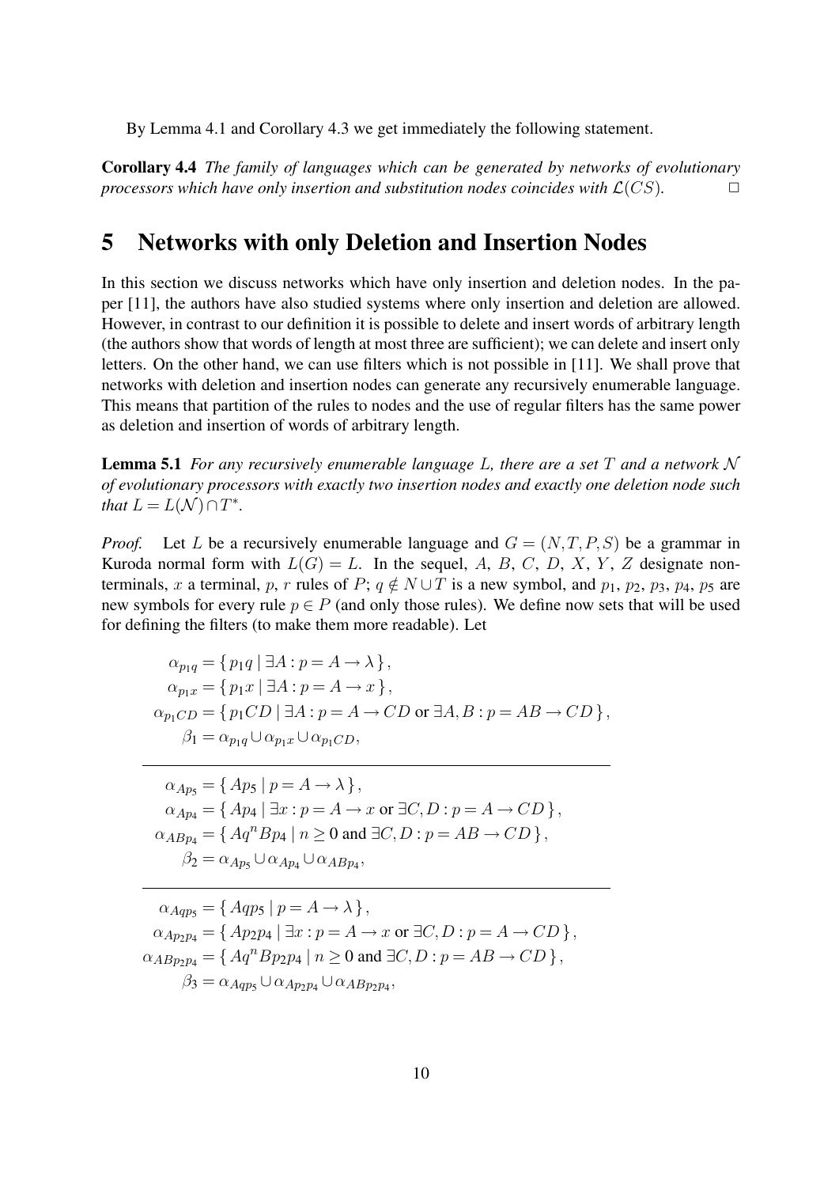By Lemma 4.1 and Corollary 4.3 we get immediately the following statement.

**Corollary 4.4** *The family of languages which can be generated by networks of evolutionary processors which have only insertion and substitution nodes coincides with $\mathcal{L}(CS)$.* $\square$

## 5 Networks with only Deletion and Insertion Nodes

In this section we discuss networks which have only insertion and deletion nodes. In the paper [11], the authors have also studied systems where only insertion and deletion are allowed. However, in contrast to our definition it is possible to delete and insert words of arbitrary length (the authors show that words of length at most three are sufficient); we can delete and insert only letters. On the other hand, we can use filters which is not possible in [11]. We shall prove that networks with deletion and insertion nodes can generate any recursively enumerable language. This means that partition of the rules to nodes and the use of regular filters has the same power as deletion and insertion of words of arbitrary length.

**Lemma 5.1** *For any recursively enumerable language $L$, there are a set $T$ and a network $\mathcal{N}$ of evolutionary processors with exactly two insertion nodes and exactly one deletion node such that $L = L(\mathcal{N}) \cap T^*$.*

*Proof.* Let $L$ be a recursively enumerable language and $G = (N,T,P,S)$ be a grammar in Kuroda normal form with $L(G) = L$. In the sequel, $A$, $B$, $C$, $D$, $X$, $Y$, $Z$ designate nonterminals, $x$ a terminal, $p$, $r$ rules of $P$; $q \notin N \cup T$ is a new symbol, and $p_1$, $p_2$, $p_3$, $p_4$, $p_5$ are new symbols for every rule $p \in P$ (and only those rules). We define now sets that will be used for defining the filters (to make them more readable). Let

$$
\begin{aligned}
\alpha_{p_1q} &= \{\, p_1q \mid \exists A : p = A \to \lambda \,\},\\
\alpha_{p_1x} &= \{\, p_1x \mid \exists A : p = A \to x \,\},\\
\alpha_{p_1CD} &= \{\, p_1CD \mid \exists A : p = A \to CD \text{ or } \exists A,B : p = AB \to CD \,\},\\
\beta_1 &= \alpha_{p_1q} \cup \alpha_{p_1x} \cup \alpha_{p_1CD},
\end{aligned}
$$

---

$$
\begin{aligned}
\alpha_{Ap_5} &= \{\, Ap_5 \mid p = A \to \lambda \,\},\\
\alpha_{Ap_4} &= \{\, Ap_4 \mid \exists x : p = A \to x \text{ or } \exists C,D : p = A \to CD \,\},\\
\alpha_{ABp_4} &= \{\, Aq^nBp_4 \mid n \geq 0 \text{ and } \exists C,D : p = AB \to CD \,\},\\
\beta_2 &= \alpha_{Ap_5} \cup \alpha_{Ap_4} \cup \alpha_{ABp_4},
\end{aligned}
$$

---

$$
\begin{aligned}
\alpha_{Aqp_5} &= \{\, Aqp_5 \mid p = A \to \lambda \,\},\\
\alpha_{Ap_2p_4} &= \{\, Ap_2p_4 \mid \exists x : p = A \to x \text{ or } \exists C,D : p = A \to CD \,\},\\
\alpha_{ABp_2p_4} &= \{\, Aq^nBp_2p_4 \mid n \geq 0 \text{ and } \exists C,D : p = AB \to CD \,\},\\
\beta_3 &= \alpha_{Aqp_5} \cup \alpha_{Ap_2p_4} \cup \alpha_{ABp_2p_4},
\end{aligned}
$$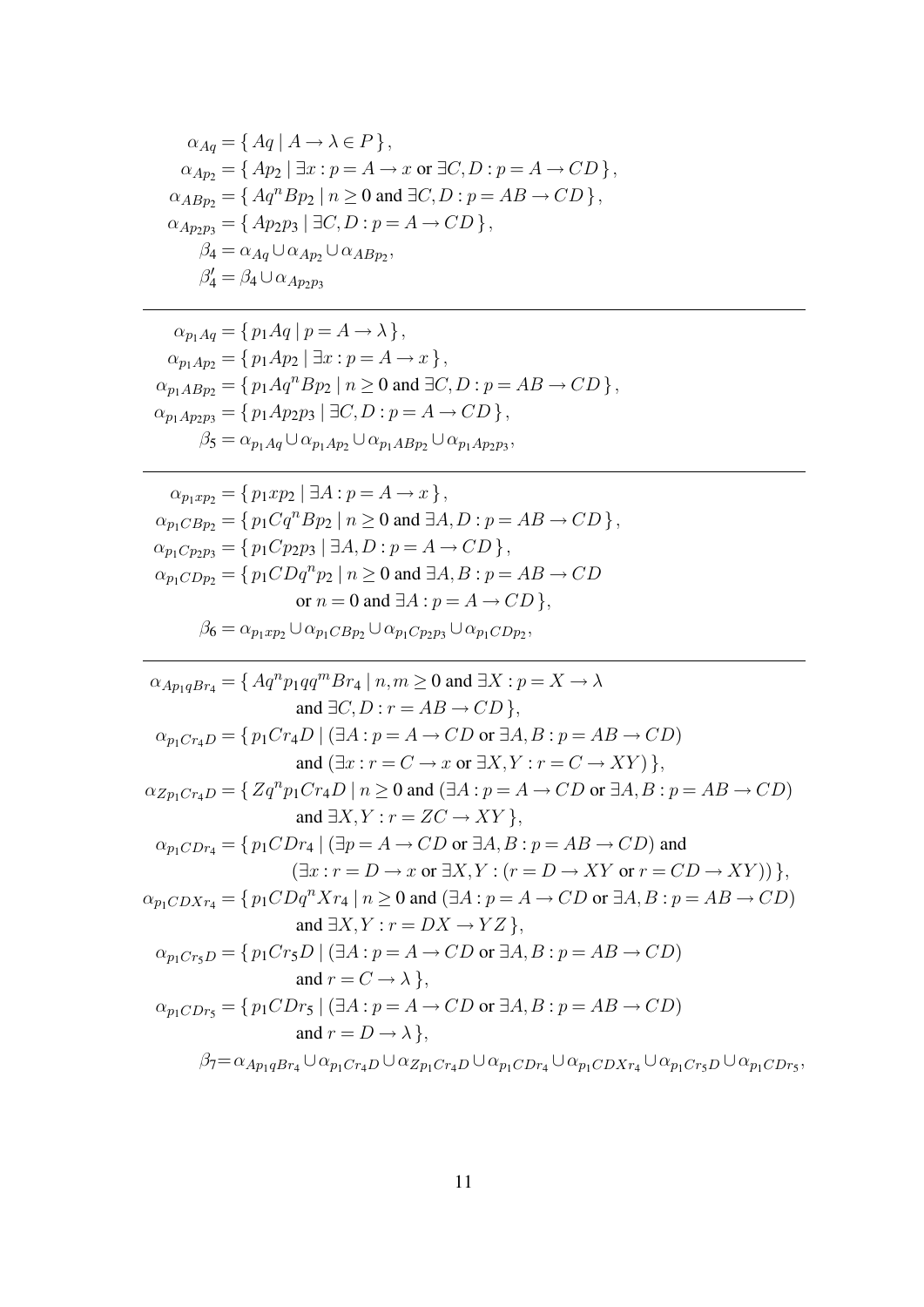$$
\begin{aligned}
\alpha_{Aq} &= \{\, Aq \mid A \to \lambda \in P \,\}, \\
\alpha_{Ap_2} &= \{\, Ap_2 \mid \exists x : p = A \to x \text{ or } \exists C, D : p = A \to CD \,\}, \\
\alpha_{ABp_2} &= \{\, Aq^n Bp_2 \mid n \geq 0 \text{ and } \exists C, D : p = AB \to CD \,\}, \\
\alpha_{Ap_2p_3} &= \{\, Ap_2p_3 \mid \exists C, D : p = A \to CD \,\}, \\
\beta_4 &= \alpha_{Aq} \cup \alpha_{Ap_2} \cup \alpha_{ABp_2}, \\
\beta_4' &= \beta_4 \cup \alpha_{Ap_2p_3}
\end{aligned}
$$

---

$$
\begin{aligned}
\alpha_{p_1Aq} &= \{\, p_1Aq \mid p = A \to \lambda \,\}, \\
\alpha_{p_1Ap_2} &= \{\, p_1Ap_2 \mid \exists x : p = A \to x \,\}, \\
\alpha_{p_1ABp_2} &= \{\, p_1Aq^nBp_2 \mid n \geq 0 \text{ and } \exists C, D : p = AB \to CD \,\}, \\
\alpha_{p_1Ap_2p_3} &= \{\, p_1Ap_2p_3 \mid \exists C, D : p = A \to CD \,\}, \\
\beta_5 &= \alpha_{p_1Aq} \cup \alpha_{p_1Ap_2} \cup \alpha_{p_1ABp_2} \cup \alpha_{p_1Ap_2p_3},
\end{aligned}
$$

---

$$
\begin{aligned}
\alpha_{p_1xp_2} &= \{\, p_1xp_2 \mid \exists A : p = A \to x \,\}, \\
\alpha_{p_1CBp_2} &= \{\, p_1Cq^nBp_2 \mid n \geq 0 \text{ and } \exists A, D : p = AB \to CD \,\}, \\
\alpha_{p_1Cp_2p_3} &= \{\, p_1Cp_2p_3 \mid \exists A, D : p = A \to CD \,\}, \\
\alpha_{p_1CDp_2} &= \{\, p_1CDq^np_2 \mid n \geq 0 \text{ and } \exists A, B : p = AB \to CD \\
&\qquad \text{or } n = 0 \text{ and } \exists A : p = A \to CD \,\}, \\
\beta_6 &= \alpha_{p_1xp_2} \cup \alpha_{p_1CBp_2} \cup \alpha_{p_1Cp_2p_3} \cup \alpha_{p_1CDp_2},
\end{aligned}
$$

---

$$
\begin{aligned}
\alpha_{Ap_1qBr_4} &= \{\, Aq^np_1qq^mBr_4 \mid n, m \geq 0 \text{ and } \exists X : p = X \to \lambda \\
&\qquad \text{and } \exists C, D : r = AB \to CD \,\}, \\
\alpha_{p_1Cr_4D} &= \{\, p_1Cr_4D \mid (\exists A : p = A \to CD \text{ or } \exists A, B : p = AB \to CD) \\
&\qquad \text{and } (\exists x : r = C \to x \text{ or } \exists X, Y : r = C \to XY) \,\}, \\
\alpha_{Zp_1Cr_4D} &= \{\, Zq^np_1Cr_4D \mid n \geq 0 \text{ and } (\exists A : p = A \to CD \text{ or } \exists A, B : p = AB \to CD) \\
&\qquad \text{and } \exists X, Y : r = ZC \to XY \,\}, \\
\alpha_{p_1CDr_4} &= \{\, p_1CDr_4 \mid (\exists p = A \to CD \text{ or } \exists A, B : p = AB \to CD) \text{ and} \\
&\qquad (\exists x : r = D \to x \text{ or } \exists X, Y : (r = D \to XY \text{ or } r = CD \to XY)) \,\}, \\
\alpha_{p_1CDXr_4} &= \{\, p_1CDq^nXr_4 \mid n \geq 0 \text{ and } (\exists A : p = A \to CD \text{ or } \exists A, B : p = AB \to CD) \\
&\qquad \text{and } \exists X, Y : r = DX \to YZ \,\}, \\
\alpha_{p_1Cr_5D} &= \{\, p_1Cr_5D \mid (\exists A : p = A \to CD \text{ or } \exists A, B : p = AB \to CD) \\
&\qquad \text{and } r = C \to \lambda \,\}, \\
\alpha_{p_1CDr_5} &= \{\, p_1CDr_5 \mid (\exists A : p = A \to CD \text{ or } \exists A, B : p = AB \to CD) \\
&\qquad \text{and } r = D \to \lambda \,\}, \\
\beta_7 &= \alpha_{Ap_1qBr_4} \cup \alpha_{p_1Cr_4D} \cup \alpha_{Zp_1Cr_4D} \cup \alpha_{p_1CDr_4} \cup \alpha_{p_1CDXr_4} \cup \alpha_{p_1Cr_5D} \cup \alpha_{p_1CDr_5},
\end{aligned}
$$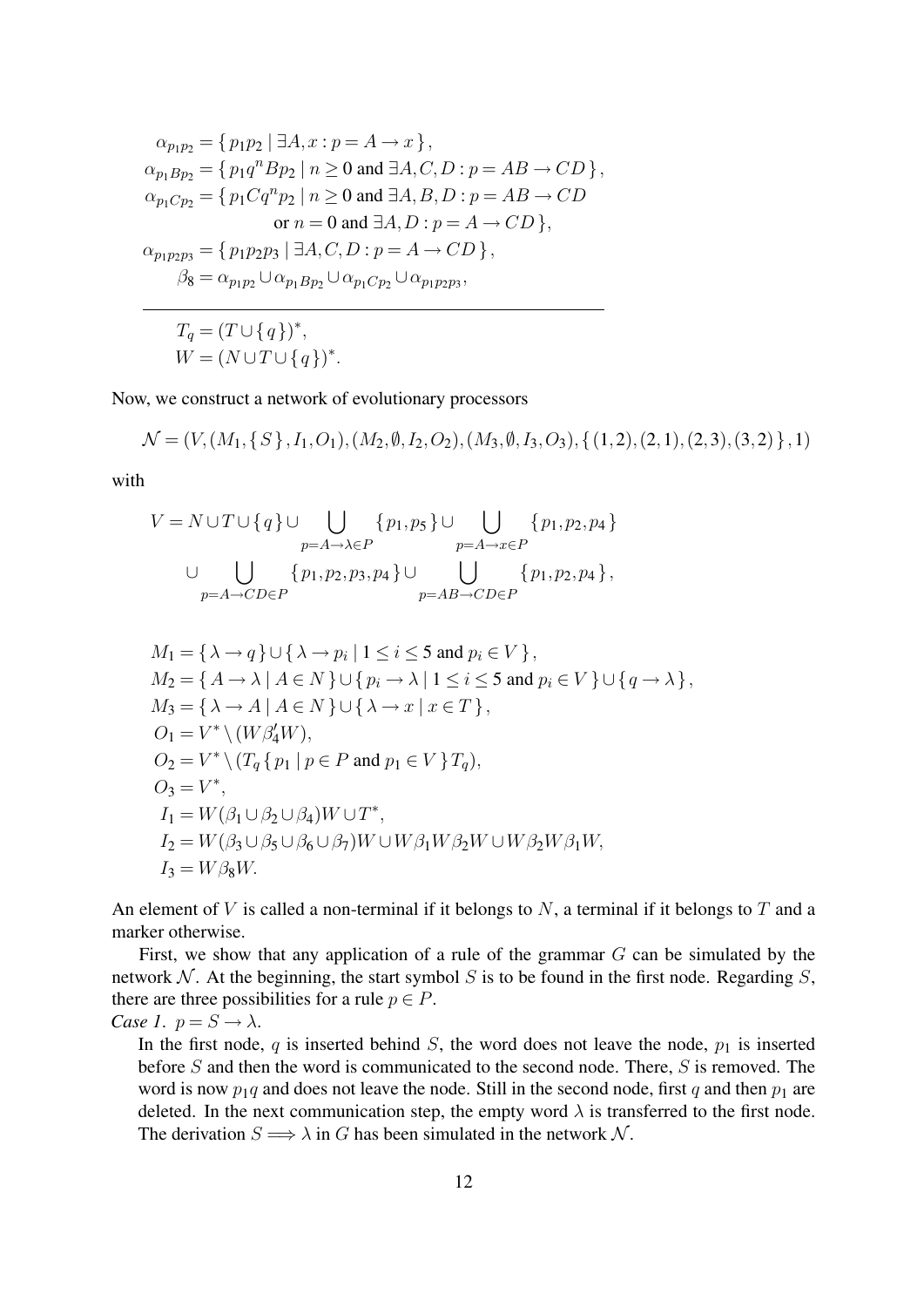$$
\begin{aligned}
\alpha_{p_1p_2} &= \{\, p_1p_2 \mid \exists A,x : p = A \to x \,\}, \\
\alpha_{p_1Bp_2} &= \{\, p_1q^nBp_2 \mid n \geq 0 \text{ and } \exists A,C,D : p = AB \to CD \,\}, \\
\alpha_{p_1Cp_2} &= \{\, p_1Cq^np_2 \mid n \geq 0 \text{ and } \exists A,B,D : p = AB \to CD \\
&\qquad \text{or } n = 0 \text{ and } \exists A,D : p = A \to CD \,\}, \\
\alpha_{p_1p_2p_3} &= \{\, p_1p_2p_3 \mid \exists A,C,D : p = A \to CD \,\}, \\
\beta_8 &= \alpha_{p_1p_2} \cup \alpha_{p_1Bp_2} \cup \alpha_{p_1Cp_2} \cup \alpha_{p_1p_2p_3},
\end{aligned}
$$

---

$$
\begin{aligned}
T_q &= (T \cup \{\, q \,\})^*, \\
W &= (N \cup T \cup \{\, q \,\})^*.
\end{aligned}
$$

Now, we construct a network of evolutionary processors

$$
\mathcal{N} = (V, (M_1, \{\, S \,\}, I_1, O_1), (M_2, \emptyset, I_2, O_2), (M_3, \emptyset, I_3, O_3), \{\, (1,2),(2,1),(2,3),(3,2) \,\}, 1)
$$

with

$$
\begin{aligned}
V = N \cup T \cup \{\, q \,\} &\cup \bigcup_{p=A\to\lambda\in P} \{\, p_1, p_5 \,\} \cup \bigcup_{p=A\to x\in P} \{\, p_1, p_2, p_4 \,\} \\
&\cup \bigcup_{p=A\to CD\in P} \{\, p_1, p_2, p_3, p_4 \,\} \cup \bigcup_{p=AB\to CD\in P} \{\, p_1, p_2, p_4 \,\},
\end{aligned}
$$

$$
\begin{aligned}
M_1 &= \{\, \lambda \to q \,\} \cup \{\, \lambda \to p_i \mid 1 \leq i \leq 5 \text{ and } p_i \in V \,\}, \\
M_2 &= \{\, A \to \lambda \mid A \in N \,\} \cup \{\, p_i \to \lambda \mid 1 \leq i \leq 5 \text{ and } p_i \in V \,\} \cup \{\, q \to \lambda \,\}, \\
M_3 &= \{\, \lambda \to A \mid A \in N \,\} \cup \{\, \lambda \to x \mid x \in T \,\}, \\
O_1 &= V^* \setminus (W\beta_4'W), \\
O_2 &= V^* \setminus (T_q\{\, p_1 \mid p \in P \text{ and } p_1 \in V \,\}T_q), \\
O_3 &= V^*, \\
I_1 &= W(\beta_1 \cup \beta_2 \cup \beta_4)W \cup T^*, \\
I_2 &= W(\beta_3 \cup \beta_5 \cup \beta_6 \cup \beta_7)W \cup W\beta_1W\beta_2W \cup W\beta_2W\beta_1W, \\
I_3 &= W\beta_8W.
\end{aligned}
$$

An element of $V$ is called a non-terminal if it belongs to $N$, a terminal if it belongs to $T$ and a marker otherwise.

First, we show that any application of a rule of the grammar $G$ can be simulated by the network $\mathcal{N}$. At the beginning, the start symbol $S$ is to be found in the first node. Regarding $S$, there are three possibilities for a rule $p \in P$.

*Case 1.* $p = S \to \lambda$.

In the first node, $q$ is inserted behind $S$, the word does not leave the node, $p_1$ is inserted before $S$ and then the word is communicated to the second node. There, $S$ is removed. The word is now $p_1q$ and does not leave the node. Still in the second node, first $q$ and then $p_1$ are deleted. In the next communication step, the empty word $\lambda$ is transferred to the first node. The derivation $S \Longrightarrow \lambda$ in $G$ has been simulated in the network $\mathcal{N}$.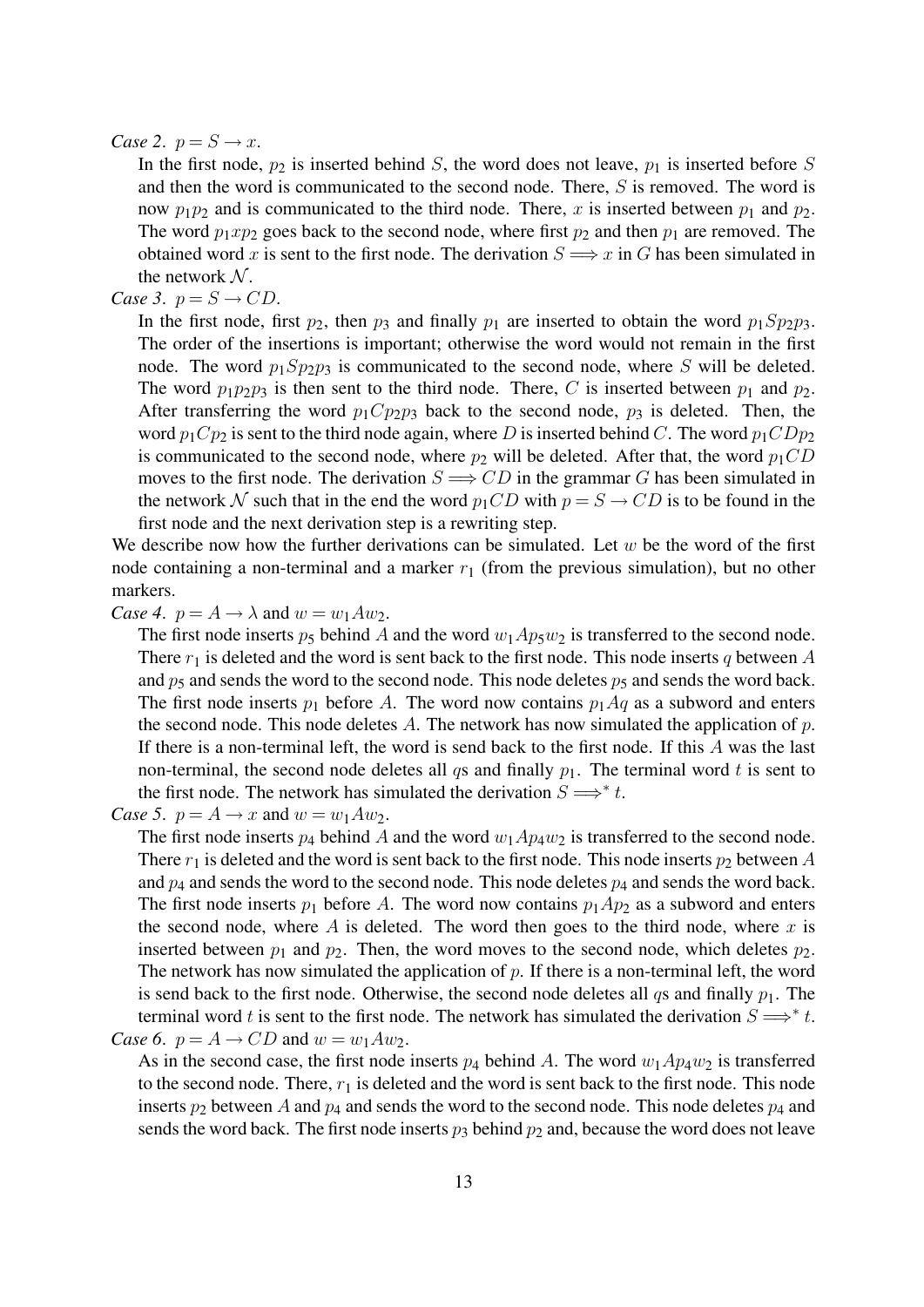*Case 2.* $p = S \to x$.

In the first node, $p_2$ is inserted behind $S$, the word does not leave, $p_1$ is inserted before $S$ and then the word is communicated to the second node. There, $S$ is removed. The word is now $p_1p_2$ and is communicated to the third node. There, $x$ is inserted between $p_1$ and $p_2$. The word $p_1xp_2$ goes back to the second node, where first $p_2$ and then $p_1$ are removed. The obtained word $x$ is sent to the first node. The derivation $S \Longrightarrow x$ in $G$ has been simulated in the network $\mathcal{N}$.

*Case 3.* $p = S \to CD$.

In the first node, first $p_2$, then $p_3$ and finally $p_1$ are inserted to obtain the word $p_1Sp_2p_3$. The order of the insertions is important; otherwise the word would not remain in the first node. The word $p_1Sp_2p_3$ is communicated to the second node, where $S$ will be deleted. The word $p_1p_2p_3$ is then sent to the third node. There, $C$ is inserted between $p_1$ and $p_2$. After transferring the word $p_1Cp_2p_3$ back to the second node, $p_3$ is deleted. Then, the word $p_1Cp_2$ is sent to the third node again, where $D$ is inserted behind $C$. The word $p_1CDp_2$ is communicated to the second node, where $p_2$ will be deleted. After that, the word $p_1CD$ moves to the first node. The derivation $S \Longrightarrow CD$ in the grammar $G$ has been simulated in the network $\mathcal{N}$ such that in the end the word $p_1CD$ with $p = S \to CD$ is to be found in the first node and the next derivation step is a rewriting step.

We describe now how the further derivations can be simulated. Let $w$ be the word of the first node containing a non-terminal and a marker $r_1$ (from the previous simulation), but no other markers.

*Case 4.* $p = A \to \lambda$ and $w = w_1Aw_2$.

The first node inserts $p_5$ behind $A$ and the word $w_1Ap_5w_2$ is transferred to the second node. There $r_1$ is deleted and the word is sent back to the first node. This node inserts $q$ between $A$ and $p_5$ and sends the word to the second node. This node deletes $p_5$ and sends the word back. The first node inserts $p_1$ before $A$. The word now contains $p_1Aq$ as a subword and enters the second node. This node deletes $A$. The network has now simulated the application of $p$. If there is a non-terminal left, the word is send back to the first node. If this $A$ was the last non-terminal, the second node deletes all $q$s and finally $p_1$. The terminal word $t$ is sent to the first node. The network has simulated the derivation $S \Longrightarrow^* t$.

*Case 5.* $p = A \to x$ and $w = w_1Aw_2$.

The first node inserts $p_4$ behind $A$ and the word $w_1Ap_4w_2$ is transferred to the second node. There $r_1$ is deleted and the word is sent back to the first node. This node inserts $p_2$ between $A$ and $p_4$ and sends the word to the second node. This node deletes $p_4$ and sends the word back. The first node inserts $p_1$ before $A$. The word now contains $p_1Ap_2$ as a subword and enters the second node, where $A$ is deleted. The word then goes to the third node, where $x$ is inserted between $p_1$ and $p_2$. Then, the word moves to the second node, which deletes $p_2$. The network has now simulated the application of $p$. If there is a non-terminal left, the word is send back to the first node. Otherwise, the second node deletes all $q$s and finally $p_1$. The terminal word $t$ is sent to the first node. The network has simulated the derivation $S \Longrightarrow^* t$.

*Case 6.* $p = A \to CD$ and $w = w_1Aw_2$.

As in the second case, the first node inserts $p_4$ behind $A$. The word $w_1Ap_4w_2$ is transferred to the second node. There, $r_1$ is deleted and the word is sent back to the first node. This node inserts $p_2$ between $A$ and $p_4$ and sends the word to the second node. This node deletes $p_4$ and sends the word back. The first node inserts $p_3$ behind $p_2$ and, because the word does not leave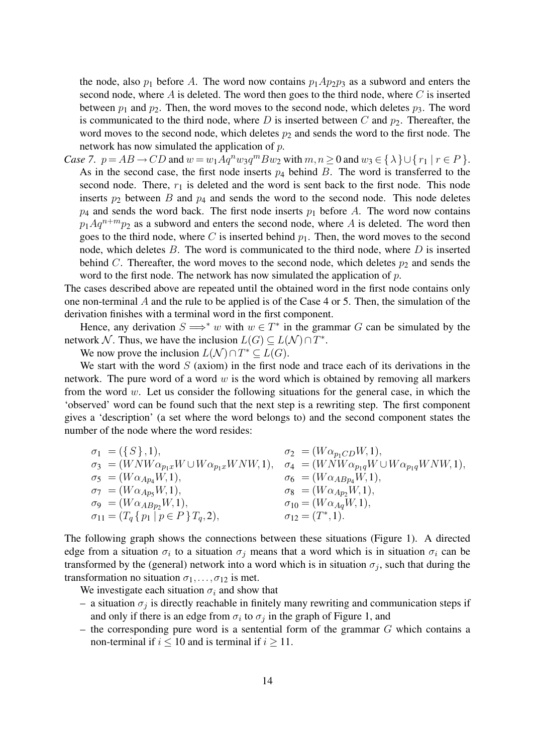the node, also $p_1$ before $A$. The word now contains $p_1Ap_2p_3$ as a subword and enters the second node, where $A$ is deleted. The word then goes to the third node, where $C$ is inserted between $p_1$ and $p_2$. Then, the word moves to the second node, which deletes $p_3$. The word is communicated to the third node, where $D$ is inserted between $C$ and $p_2$. Thereafter, the word moves to the second node, which deletes $p_2$ and sends the word to the first node. The network has now simulated the application of $p$.

*Case 7.* $p = AB \to CD$ and $w = w_1Aq^nw_3q^mBw_2$ with $m,n \geq 0$ and $w_3 \in \{\lambda\} \cup \{r_1 \mid r \in P\}$. As in the second case, the first node inserts $p_4$ behind $B$. The word is transferred to the second node. There, $r_1$ is deleted and the word is sent back to the first node. This node inserts $p_2$ between $B$ and $p_4$ and sends the word to the second node. This node deletes $p_4$ and sends the word back. The first node inserts $p_1$ before $A$. The word now contains $p_1Aq^{n+m}p_2$ as a subword and enters the second node, where $A$ is deleted. The word then goes to the third node, where $C$ is inserted behind $p_1$. Then, the word moves to the second node, which deletes $B$. The word is communicated to the third node, where $D$ is inserted behind $C$. Thereafter, the word moves to the second node, which deletes $p_2$ and sends the word to the first node. The network has now simulated the application of $p$.

The cases described above are repeated until the obtained word in the first node contains only one non-terminal $A$ and the rule to be applied is of the Case 4 or 5. Then, the simulation of the derivation finishes with a terminal word in the first component.

Hence, any derivation $S \Longrightarrow^* w$ with $w \in T^*$ in the grammar $G$ can be simulated by the network $\mathcal{N}$. Thus, we have the inclusion $L(G) \subseteq L(\mathcal{N}) \cap T^*$.

We now prove the inclusion $L(\mathcal{N}) \cap T^* \subseteq L(G)$.

We start with the word $S$ (axiom) in the first node and trace each of its derivations in the network. The pure word of a word $w$ is the word which is obtained by removing all markers from the word $w$. Let us consider the following situations for the general case, in which the 'observed' word can be found such that the next step is a rewriting step. The first component gives a 'description' (a set where the word belongs to) and the second component states the number of the node where the word resides:

$$
\begin{array}{ll}
\sigma_1 = (\{S\}, 1), & \sigma_2 = (W\alpha_{p_1CD}W, 1), \\
\sigma_3 = (WNW\alpha_{p_1x}W \cup W\alpha_{p_1x}WNW, 1), & \sigma_4 = (WNW\alpha_{p_1q}W \cup W\alpha_{p_1q}WNW, 1), \\
\sigma_5 = (W\alpha_{Ap_4}W, 1), & \sigma_6 = (W\alpha_{ABp_4}W, 1), \\
\sigma_7 = (W\alpha_{Ap_5}W, 1), & \sigma_8 = (W\alpha_{Ap_2}W, 1), \\
\sigma_9 = (W\alpha_{ABp_2}W, 1), & \sigma_{10} = (W\alpha_{Aq}W, 1), \\
\sigma_{11} = (T_q\{p_1 \mid p \in P\}T_q, 2), & \sigma_{12} = (T^*, 1).
\end{array}
$$

The following graph shows the connections between these situations (Figure 1). A directed edge from a situation $\sigma_i$ to a situation $\sigma_j$ means that a word which is in situation $\sigma_i$ can be transformed by the (general) network into a word which is in situation $\sigma_j$, such that during the transformation no situation $\sigma_1, \ldots, \sigma_{12}$ is met.

We investigate each situation $\sigma_i$ and show that

- a situation $\sigma_j$ is directly reachable in finitely many rewriting and communication steps if and only if there is an edge from $\sigma_i$ to $\sigma_j$ in the graph of Figure 1, and
- the corresponding pure word is a sentential form of the grammar $G$ which contains a non-terminal if $i \leq 10$ and is terminal if $i \geq 11$.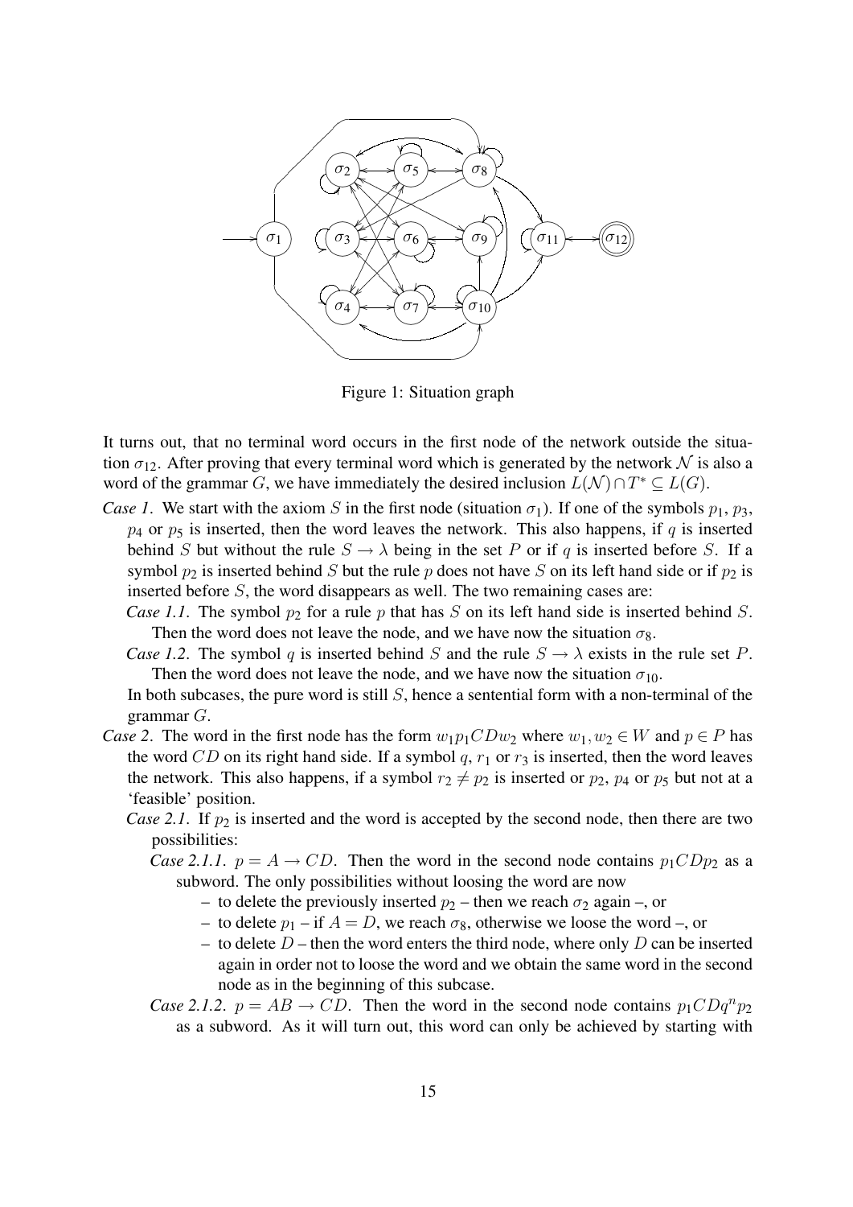Figure 1: Situation graph

It turns out, that no terminal word occurs in the first node of the network outside the situation $\sigma_{12}$. After proving that every terminal word which is generated by the network $\mathcal{N}$ is also a word of the grammar $G$, we have immediately the desired inclusion $L(\mathcal{N}) \cap T^* \subseteq L(G)$.

*Case 1*. We start with the axiom $S$ in the first node (situation $\sigma_1$). If one of the symbols $p_1$, $p_3$, $p_4$ or $p_5$ is inserted, then the word leaves the network. This also happens, if $q$ is inserted behind $S$ but without the rule $S \to \lambda$ being in the set $P$ or if $q$ is inserted before $S$. If a symbol $p_2$ is inserted behind $S$ but the rule $p$ does not have $S$ on its left hand side or if $p_2$ is inserted before $S$, the word disappears as well. The two remaining cases are:

*Case 1.1*. The symbol $p_2$ for a rule $p$ that has $S$ on its left hand side is inserted behind $S$. Then the word does not leave the node, and we have now the situation $\sigma_8$.

*Case 1.2*. The symbol $q$ is inserted behind $S$ and the rule $S \to \lambda$ exists in the rule set $P$. Then the word does not leave the node, and we have now the situation $\sigma_{10}$.

In both subcases, the pure word is still $S$, hence a sentential form with a non-terminal of the grammar $G$.

*Case 2*. The word in the first node has the form $w_1 p_1 CD w_2$ where $w_1, w_2 \in W$ and $p \in P$ has the word $CD$ on its right hand side. If a symbol $q$, $r_1$ or $r_3$ is inserted, then the word leaves the network. This also happens, if a symbol $r_2 \neq p_2$ is inserted or $p_2$, $p_4$ or $p_5$ but not at a 'feasible' position.

*Case 2.1*. If $p_2$ is inserted and the word is accepted by the second node, then there are two possibilities:

*Case 2.1.1*. $p = A \to CD$. Then the word in the second node contains $p_1 CD p_2$ as a subword. The only possibilities without loosing the word are now

- to delete the previously inserted $p_2$ – then we reach $\sigma_2$ again –, or
- to delete $p_1$ – if $A = D$, we reach $\sigma_8$, otherwise we loose the word –, or
- to delete $D$ – then the word enters the third node, where only $D$ can be inserted again in order not to loose the word and we obtain the same word in the second node as in the beginning of this subcase.

*Case 2.1.2*. $p = AB \to CD$. Then the word in the second node contains $p_1 CD q^n p_2$ as a subword. As it will turn out, this word can only be achieved by starting with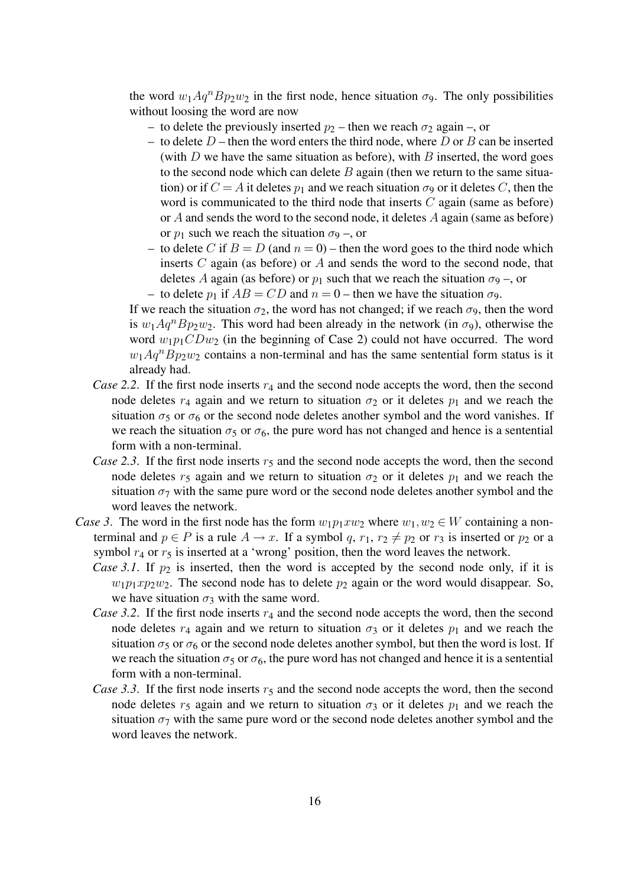the word $w_1Aq^nBp_2w_2$ in the first node, hence situation $\sigma_9$. The only possibilities without loosing the word are now

- to delete the previously inserted $p_2$ – then we reach $\sigma_2$ again –, or
- to delete $D$ – then the word enters the third node, where $D$ or $B$ can be inserted (with $D$ we have the same situation as before), with $B$ inserted, the word goes to the second node which can delete $B$ again (then we return to the same situation) or if $C = A$ it deletes $p_1$ and we reach situation $\sigma_9$ or it deletes $C$, then the word is communicated to the third node that inserts $C$ again (same as before) or $A$ and sends the word to the second node, it deletes $A$ again (same as before) or $p_1$ such we reach the situation $\sigma_9$ –, or
- to delete $C$ if $B = D$ (and $n = 0$) – then the word goes to the third node which inserts $C$ again (as before) or $A$ and sends the word to the second node, that deletes $A$ again (as before) or $p_1$ such that we reach the situation $\sigma_9$ –, or
- to delete $p_1$ if $AB = CD$ and $n = 0$ – then we have the situation $\sigma_9$.

If we reach the situation $\sigma_2$, the word has not changed; if we reach $\sigma_9$, then the word is $w_1Aq^nBp_2w_2$. This word had been already in the network (in $\sigma_9$), otherwise the word $w_1p_1CDw_2$ (in the beginning of Case 2) could not have occurred. The word $w_1Aq^nBp_2w_2$ contains a non-terminal and has the same sentential form status is it already had.

*Case 2.2*. If the first node inserts $r_4$ and the second node accepts the word, then the second node deletes $r_4$ again and we return to situation $\sigma_2$ or it deletes $p_1$ and we reach the situation $\sigma_5$ or $\sigma_6$ or the second node deletes another symbol and the word vanishes. If we reach the situation $\sigma_5$ or $\sigma_6$, the pure word has not changed and hence is a sentential form with a non-terminal.

*Case 2.3*. If the first node inserts $r_5$ and the second node accepts the word, then the second node deletes $r_5$ again and we return to situation $\sigma_2$ or it deletes $p_1$ and we reach the situation $\sigma_7$ with the same pure word or the second node deletes another symbol and the word leaves the network.

*Case 3*. The word in the first node has the form $w_1p_1xw_2$ where $w_1, w_2 \in W$ containing a non-terminal and $p \in P$ is a rule $A \to x$. If a symbol $q$, $r_1$, $r_2 \neq p_2$ or $r_3$ is inserted or $p_2$ or a symbol $r_4$ or $r_5$ is inserted at a 'wrong' position, then the word leaves the network.

*Case 3.1*. If $p_2$ is inserted, then the word is accepted by the second node only, if it is $w_1p_1xp_2w_2$. The second node has to delete $p_2$ again or the word would disappear. So, we have situation $\sigma_3$ with the same word.

*Case 3.2*. If the first node inserts $r_4$ and the second node accepts the word, then the second node deletes $r_4$ again and we return to situation $\sigma_3$ or it deletes $p_1$ and we reach the situation $\sigma_5$ or $\sigma_6$ or the second node deletes another symbol, but then the word is lost. If we reach the situation $\sigma_5$ or $\sigma_6$, the pure word has not changed and hence it is a sentential form with a non-terminal.

*Case 3.3*. If the first node inserts $r_5$ and the second node accepts the word, then the second node deletes $r_5$ again and we return to situation $\sigma_3$ or it deletes $p_1$ and we reach the situation $\sigma_7$ with the same pure word or the second node deletes another symbol and the word leaves the network.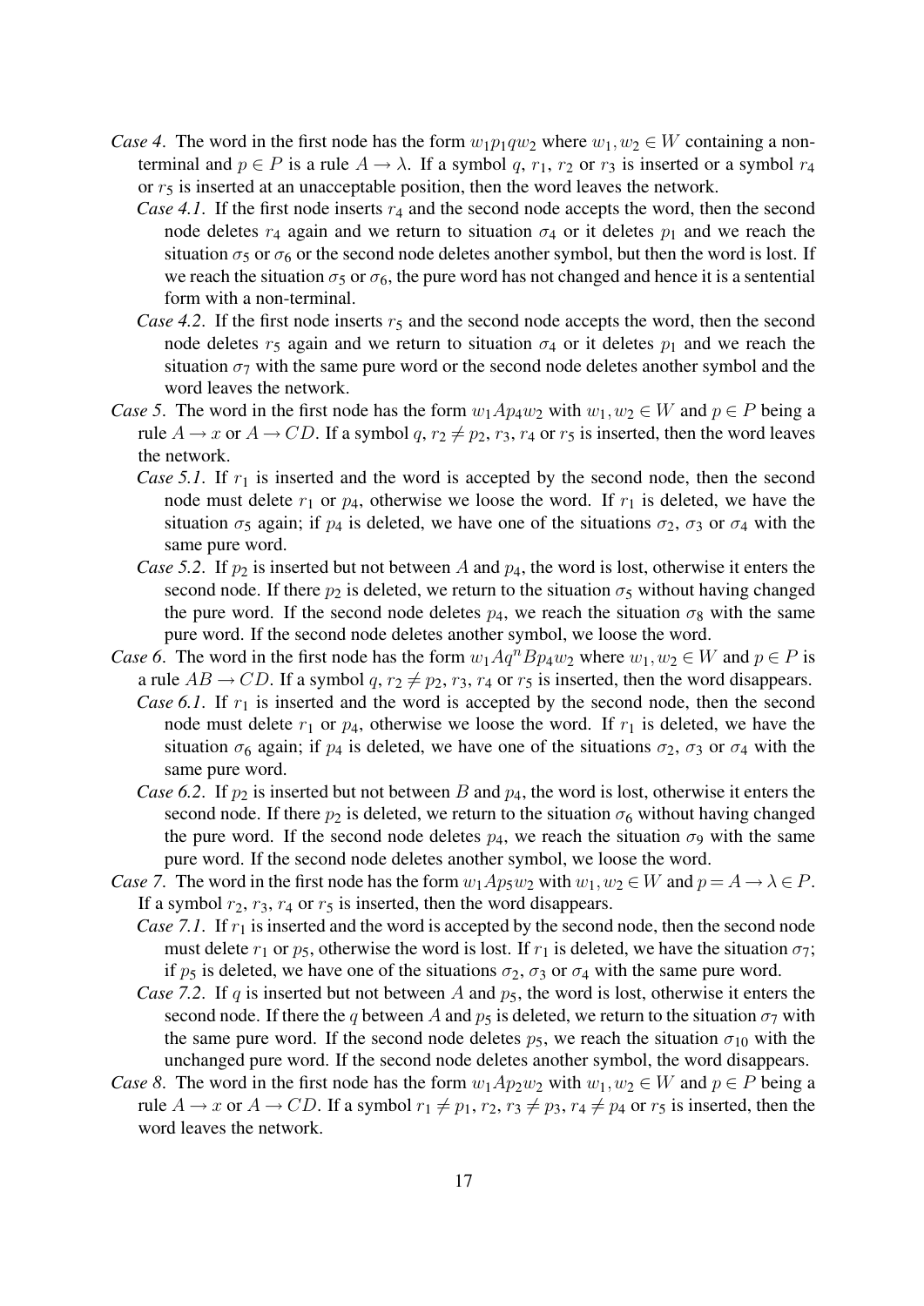*Case 4*. The word in the first node has the form $w_1p_1qw_2$ where $w_1, w_2 \in W$ containing a non-terminal and $p \in P$ is a rule $A \to \lambda$. If a symbol $q$, $r_1$, $r_2$ or $r_3$ is inserted or a symbol $r_4$ or $r_5$ is inserted at an unacceptable position, then the word leaves the network.

*Case 4.1*. If the first node inserts $r_4$ and the second node accepts the word, then the second node deletes $r_4$ again and we return to situation $\sigma_4$ or it deletes $p_1$ and we reach the situation $\sigma_5$ or $\sigma_6$ or the second node deletes another symbol, but then the word is lost. If we reach the situation $\sigma_5$ or $\sigma_6$, the pure word has not changed and hence it is a sentential form with a non-terminal.

*Case 4.2*. If the first node inserts $r_5$ and the second node accepts the word, then the second node deletes $r_5$ again and we return to situation $\sigma_4$ or it deletes $p_1$ and we reach the situation $\sigma_7$ with the same pure word or the second node deletes another symbol and the word leaves the network.

*Case 5*. The word in the first node has the form $w_1Ap_4w_2$ with $w_1, w_2 \in W$ and $p \in P$ being a rule $A \to x$ or $A \to CD$. If a symbol $q$, $r_2 \neq p_2$, $r_3$, $r_4$ or $r_5$ is inserted, then the word leaves the network.

*Case 5.1*. If $r_1$ is inserted and the word is accepted by the second node, then the second node must delete $r_1$ or $p_4$, otherwise we loose the word. If $r_1$ is deleted, we have the situation $\sigma_5$ again; if $p_4$ is deleted, we have one of the situations $\sigma_2$, $\sigma_3$ or $\sigma_4$ with the same pure word.

*Case 5.2*. If $p_2$ is inserted but not between $A$ and $p_4$, the word is lost, otherwise it enters the second node. If there $p_2$ is deleted, we return to the situation $\sigma_5$ without having changed the pure word. If the second node deletes $p_4$, we reach the situation $\sigma_8$ with the same pure word. If the second node deletes another symbol, we loose the word.

*Case 6*. The word in the first node has the form $w_1Aq^nBp_4w_2$ where $w_1, w_2 \in W$ and $p \in P$ is a rule $AB \to CD$. If a symbol $q$, $r_2 \neq p_2$, $r_3$, $r_4$ or $r_5$ is inserted, then the word disappears.

*Case 6.1*. If $r_1$ is inserted and the word is accepted by the second node, then the second node must delete $r_1$ or $p_4$, otherwise we loose the word. If $r_1$ is deleted, we have the situation $\sigma_6$ again; if $p_4$ is deleted, we have one of the situations $\sigma_2$, $\sigma_3$ or $\sigma_4$ with the same pure word.

*Case 6.2*. If $p_2$ is inserted but not between $B$ and $p_4$, the word is lost, otherwise it enters the second node. If there $p_2$ is deleted, we return to the situation $\sigma_6$ without having changed the pure word. If the second node deletes $p_4$, we reach the situation $\sigma_9$ with the same pure word. If the second node deletes another symbol, we loose the word.

*Case 7*. The word in the first node has the form $w_1Ap_5w_2$ with $w_1, w_2 \in W$ and $p = A \to \lambda \in P$. If a symbol $r_2$, $r_3$, $r_4$ or $r_5$ is inserted, then the word disappears.

*Case 7.1*. If $r_1$ is inserted and the word is accepted by the second node, then the second node must delete $r_1$ or $p_5$, otherwise the word is lost. If $r_1$ is deleted, we have the situation $\sigma_7$; if $p_5$ is deleted, we have one of the situations $\sigma_2$, $\sigma_3$ or $\sigma_4$ with the same pure word.

*Case 7.2*. If $q$ is inserted but not between $A$ and $p_5$, the word is lost, otherwise it enters the second node. If there the $q$ between $A$ and $p_5$ is deleted, we return to the situation $\sigma_7$ with the same pure word. If the second node deletes $p_5$, we reach the situation $\sigma_{10}$ with the unchanged pure word. If the second node deletes another symbol, the word disappears.

*Case 8*. The word in the first node has the form $w_1Ap_2w_2$ with $w_1, w_2 \in W$ and $p \in P$ being a rule $A \to x$ or $A \to CD$. If a symbol $r_1 \neq p_1$, $r_2$, $r_3 \neq p_3$, $r_4 \neq p_4$ or $r_5$ is inserted, then the word leaves the network.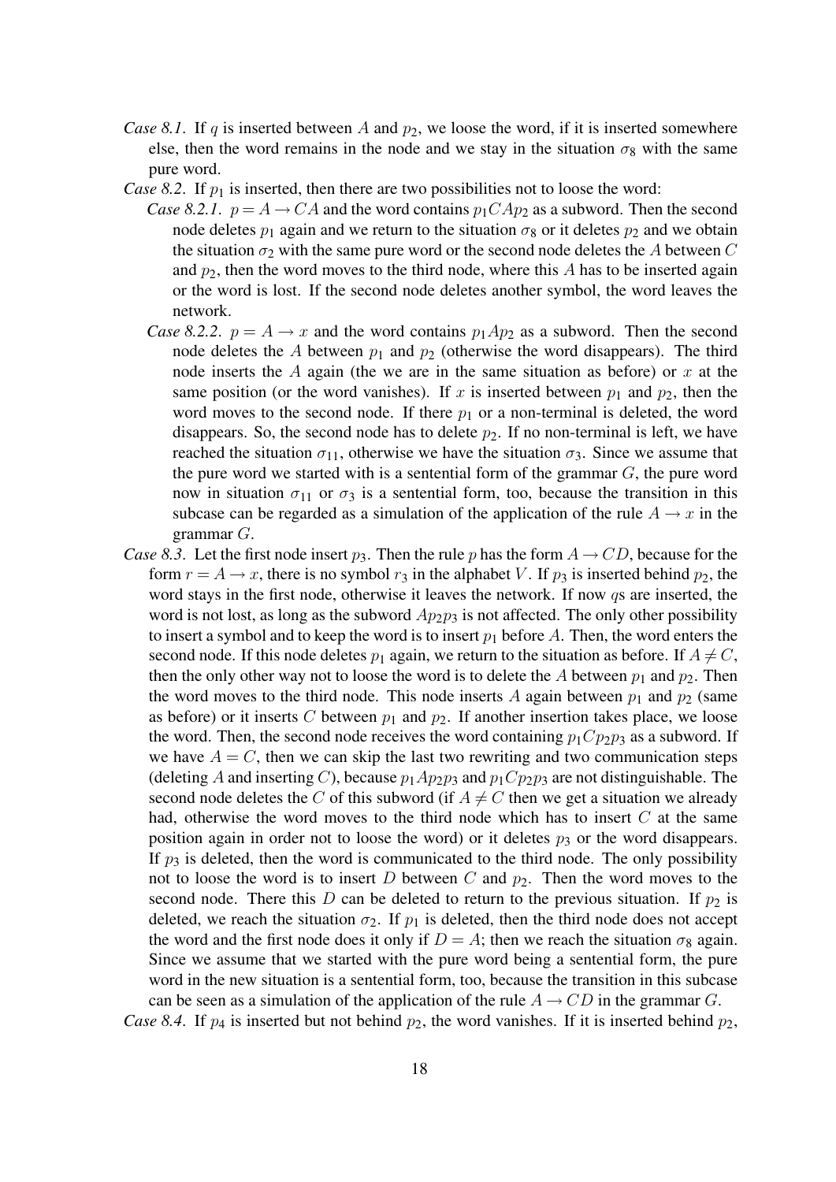*Case 8.1.* If $q$ is inserted between $A$ and $p_2$, we loose the word, if it is inserted somewhere else, then the word remains in the node and we stay in the situation $\sigma_8$ with the same pure word.

*Case 8.2.* If $p_1$ is inserted, then there are two possibilities not to loose the word:

*Case 8.2.1.* $p = A \to CA$ and the word contains $p_1CAp_2$ as a subword. Then the second node deletes $p_1$ again and we return to the situation $\sigma_8$ or it deletes $p_2$ and we obtain the situation $\sigma_2$ with the same pure word or the second node deletes the $A$ between $C$ and $p_2$, then the word moves to the third node, where this $A$ has to be inserted again or the word is lost. If the second node deletes another symbol, the word leaves the network.

*Case 8.2.2.* $p = A \to x$ and the word contains $p_1Ap_2$ as a subword. Then the second node deletes the $A$ between $p_1$ and $p_2$ (otherwise the word disappears). The third node inserts the $A$ again (the we are in the same situation as before) or $x$ at the same position (or the word vanishes). If $x$ is inserted between $p_1$ and $p_2$, then the word moves to the second node. If there $p_1$ or a non-terminal is deleted, the word disappears. So, the second node has to delete $p_2$. If no non-terminal is left, we have reached the situation $\sigma_{11}$, otherwise we have the situation $\sigma_3$. Since we assume that the pure word we started with is a sentential form of the grammar $G$, the pure word now in situation $\sigma_{11}$ or $\sigma_3$ is a sentential form, too, because the transition in this subcase can be regarded as a simulation of the application of the rule $A \to x$ in the grammar $G$.

*Case 8.3.* Let the first node insert $p_3$. Then the rule $p$ has the form $A \to CD$, because for the form $r = A \to x$, there is no symbol $r_3$ in the alphabet $V$. If $p_3$ is inserted behind $p_2$, the word stays in the first node, otherwise it leaves the network. If now $q$s are inserted, the word is not lost, as long as the subword $Ap_2p_3$ is not affected. The only other possibility to insert a symbol and to keep the word is to insert $p_1$ before $A$. Then, the word enters the second node. If this node deletes $p_1$ again, we return to the situation as before. If $A \neq C$, then the only other way not to loose the word is to delete the $A$ between $p_1$ and $p_2$. Then the word moves to the third node. This node inserts $A$ again between $p_1$ and $p_2$ (same as before) or it inserts $C$ between $p_1$ and $p_2$. If another insertion takes place, we loose the word. Then, the second node receives the word containing $p_1Cp_2p_3$ as a subword. If we have $A = C$, then we can skip the last two rewriting and two communication steps (deleting $A$ and inserting $C$), because $p_1Ap_2p_3$ and $p_1Cp_2p_3$ are not distinguishable. The second node deletes the $C$ of this subword (if $A \neq C$ then we get a situation we already had, otherwise the word moves to the third node which has to insert $C$ at the same position again in order not to loose the word) or it deletes $p_3$ or the word disappears. If $p_3$ is deleted, then the word is communicated to the third node. The only possibility not to loose the word is to insert $D$ between $C$ and $p_2$. Then the word moves to the second node. There this $D$ can be deleted to return to the previous situation. If $p_2$ is deleted, we reach the situation $\sigma_2$. If $p_1$ is deleted, then the third node does not accept the word and the first node does it only if $D = A$; then we reach the situation $\sigma_8$ again. Since we assume that we started with the pure word being a sentential form, the pure word in the new situation is a sentential form, too, because the transition in this subcase can be seen as a simulation of the application of the rule $A \to CD$ in the grammar $G$.

*Case 8.4.* If $p_4$ is inserted but not behind $p_2$, the word vanishes. If it is inserted behind $p_2$,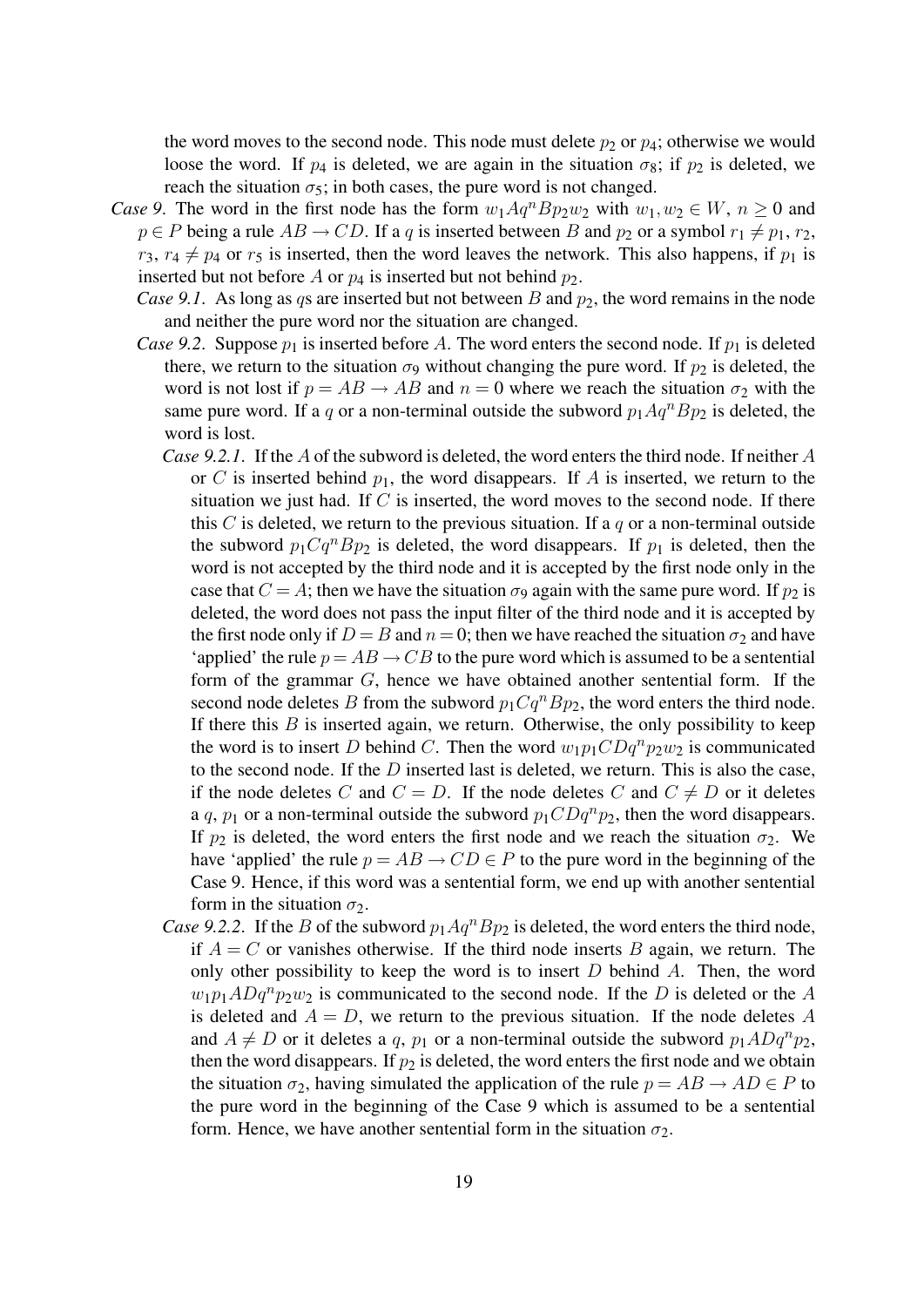the word moves to the second node. This node must delete $p_2$ or $p_4$; otherwise we would loose the word. If $p_4$ is deleted, we are again in the situation $\sigma_8$; if $p_2$ is deleted, we reach the situation $\sigma_5$; in both cases, the pure word is not changed.

*Case 9*. The word in the first node has the form $w_1Aq^nBp_2w_2$ with $w_1, w_2 \in W$, $n \geq 0$ and $p \in P$ being a rule $AB \to CD$. If a $q$ is inserted between $B$ and $p_2$ or a symbol $r_1 \neq p_1$, $r_2$, $r_3$, $r_4 \neq p_4$ or $r_5$ is inserted, then the word leaves the network. This also happens, if $p_1$ is inserted but not before $A$ or $p_4$ is inserted but not behind $p_2$.

*Case 9.1*. As long as $q$s are inserted but not between $B$ and $p_2$, the word remains in the node and neither the pure word nor the situation are changed.

*Case 9.2*. Suppose $p_1$ is inserted before $A$. The word enters the second node. If $p_1$ is deleted there, we return to the situation $\sigma_9$ without changing the pure word. If $p_2$ is deleted, the word is not lost if $p = AB \to AB$ and $n = 0$ where we reach the situation $\sigma_2$ with the same pure word. If a $q$ or a non-terminal outside the subword $p_1Aq^nBp_2$ is deleted, the word is lost.

*Case 9.2.1*. If the $A$ of the subword is deleted, the word enters the third node. If neither $A$ or $C$ is inserted behind $p_1$, the word disappears. If $A$ is inserted, we return to the situation we just had. If $C$ is inserted, the word moves to the second node. If there this $C$ is deleted, we return to the previous situation. If a $q$ or a non-terminal outside the subword $p_1Cq^nBp_2$ is deleted, the word disappears. If $p_1$ is deleted, then the word is not accepted by the third node and it is accepted by the first node only in the case that $C = A$; then we have the situation $\sigma_9$ again with the same pure word. If $p_2$ is deleted, the word does not pass the input filter of the third node and it is accepted by the first node only if $D = B$ and $n = 0$; then we have reached the situation $\sigma_2$ and have 'applied' the rule $p = AB \to CB$ to the pure word which is assumed to be a sentential form of the grammar $G$, hence we have obtained another sentential form. If the second node deletes $B$ from the subword $p_1Cq^nBp_2$, the word enters the third node. If there this $B$ is inserted again, we return. Otherwise, the only possibility to keep the word is to insert $D$ behind $C$. Then the word $w_1p_1CDq^np_2w_2$ is communicated to the second node. If the $D$ inserted last is deleted, we return. This is also the case, if the node deletes $C$ and $C = D$. If the node deletes $C$ and $C \neq D$ or it deletes a $q$, $p_1$ or a non-terminal outside the subword $p_1CDq^np_2$, then the word disappears. If $p_2$ is deleted, the word enters the first node and we reach the situation $\sigma_2$. We have 'applied' the rule $p = AB \to CD \in P$ to the pure word in the beginning of the Case 9. Hence, if this word was a sentential form, we end up with another sentential form in the situation $\sigma_2$.

*Case 9.2.2*. If the $B$ of the subword $p_1Aq^nBp_2$ is deleted, the word enters the third node, if $A = C$ or vanishes otherwise. If the third node inserts $B$ again, we return. The only other possibility to keep the word is to insert $D$ behind $A$. Then, the word $w_1p_1ADq^np_2w_2$ is communicated to the second node. If the $D$ is deleted or the $A$ is deleted and $A = D$, we return to the previous situation. If the node deletes $A$ and $A \neq D$ or it deletes a $q$, $p_1$ or a non-terminal outside the subword $p_1ADq^np_2$, then the word disappears. If $p_2$ is deleted, the word enters the first node and we obtain the situation $\sigma_2$, having simulated the application of the rule $p = AB \to AD \in P$ to the pure word in the beginning of the Case 9 which is assumed to be a sentential form. Hence, we have another sentential form in the situation $\sigma_2$.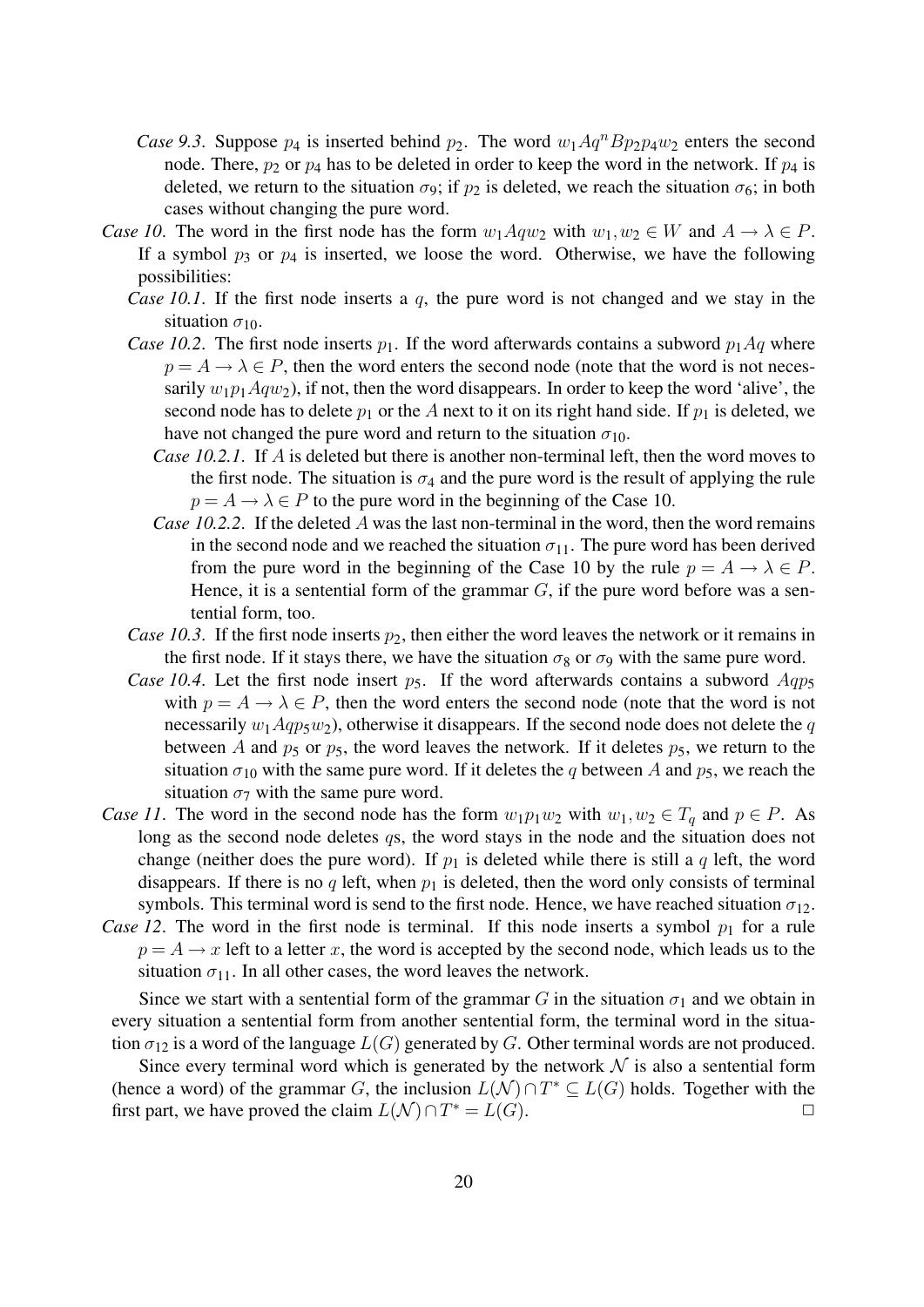*Case 9.3*. Suppose $p_4$ is inserted behind $p_2$. The word $w_1 A q^n B p_2 p_4 w_2$ enters the second node. There, $p_2$ or $p_4$ has to be deleted in order to keep the word in the network. If $p_4$ is deleted, we return to the situation $\sigma_9$; if $p_2$ is deleted, we reach the situation $\sigma_6$; in both cases without changing the pure word.

*Case 10*. The word in the first node has the form $w_1 A q w_2$ with $w_1, w_2 \in W$ and $A \to \lambda \in P$. If a symbol $p_3$ or $p_4$ is inserted, we loose the word. Otherwise, we have the following possibilities:

*Case 10.1*. If the first node inserts a $q$, the pure word is not changed and we stay in the situation $\sigma_{10}$.

*Case 10.2*. The first node inserts $p_1$. If the word afterwards contains a subword $p_1 A q$ where $p = A \to \lambda \in P$, then the word enters the second node (note that the word is not necessarily $w_1 p_1 A q w_2$), if not, then the word disappears. In order to keep the word 'alive', the second node has to delete $p_1$ or the $A$ next to it on its right hand side. If $p_1$ is deleted, we have not changed the pure word and return to the situation $\sigma_{10}$.

*Case 10.2.1*. If $A$ is deleted but there is another non-terminal left, then the word moves to the first node. The situation is $\sigma_4$ and the pure word is the result of applying the rule $p = A \to \lambda \in P$ to the pure word in the beginning of the Case 10.

*Case 10.2.2*. If the deleted $A$ was the last non-terminal in the word, then the word remains in the second node and we reached the situation $\sigma_{11}$. The pure word has been derived from the pure word in the beginning of the Case 10 by the rule $p = A \to \lambda \in P$. Hence, it is a sentential form of the grammar $G$, if the pure word before was a sentential form, too.

*Case 10.3*. If the first node inserts $p_2$, then either the word leaves the network or it remains in the first node. If it stays there, we have the situation $\sigma_8$ or $\sigma_9$ with the same pure word.

*Case 10.4*. Let the first node insert $p_5$. If the word afterwards contains a subword $A q p_5$ with $p = A \to \lambda \in P$, then the word enters the second node (note that the word is not necessarily $w_1 A q p_5 w_2$), otherwise it disappears. If the second node does not delete the $q$ between $A$ and $p_5$ or $p_5$, the word leaves the network. If it deletes $p_5$, we return to the situation $\sigma_{10}$ with the same pure word. If it deletes the $q$ between $A$ and $p_5$, we reach the situation $\sigma_7$ with the same pure word.

*Case 11*. The word in the second node has the form $w_1 p_1 w_2$ with $w_1, w_2 \in T_q$ and $p \in P$. As long as the second node deletes $q$s, the word stays in the node and the situation does not change (neither does the pure word). If $p_1$ is deleted while there is still a $q$ left, the word disappears. If there is no $q$ left, when $p_1$ is deleted, then the word only consists of terminal symbols. This terminal word is send to the first node. Hence, we have reached situation $\sigma_{12}$.

*Case 12*. The word in the first node is terminal. If this node inserts a symbol $p_1$ for a rule $p = A \to x$ left to a letter $x$, the word is accepted by the second node, which leads us to the situation $\sigma_{11}$. In all other cases, the word leaves the network.

Since we start with a sentential form of the grammar $G$ in the situation $\sigma_1$ and we obtain in every situation a sentential form from another sentential form, the terminal word in the situation $\sigma_{12}$ is a word of the language $L(G)$ generated by $G$. Other terminal words are not produced.

Since every terminal word which is generated by the network $\mathcal{N}$ is also a sentential form (hence a word) of the grammar $G$, the inclusion $L(\mathcal{N}) \cap T^* \subseteq L(G)$ holds. Together with the first part, we have proved the claim $L(\mathcal{N}) \cap T^* = L(G)$. □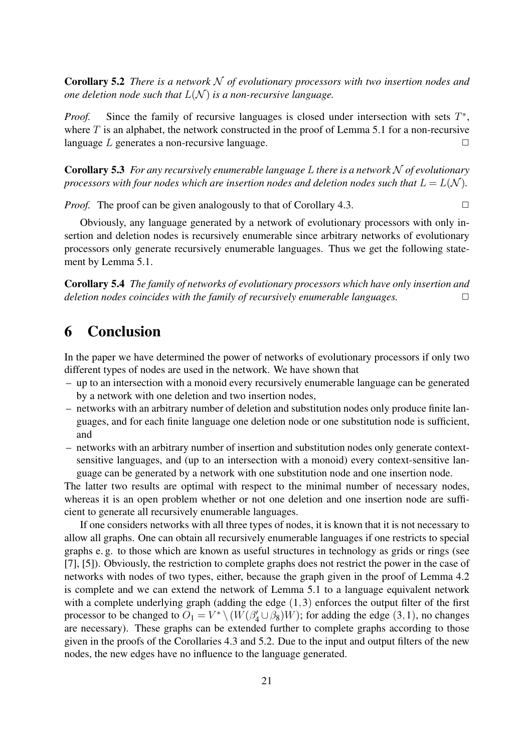**Corollary 5.2** *There is a network $\mathcal{N}$ of evolutionary processors with two insertion nodes and one deletion node such that $L(\mathcal{N})$ is a non-recursive language.*

*Proof.* Since the family of recursive languages is closed under intersection with sets $T^*$, where $T$ is an alphabet, the network constructed in the proof of Lemma 5.1 for a non-recursive language $L$ generates a non-recursive language. $\square$

**Corollary 5.3** *For any recursively enumerable language $L$ there is a network $\mathcal{N}$ of evolutionary processors with four nodes which are insertion nodes and deletion nodes such that $L = L(\mathcal{N})$.*

*Proof.* The proof can be given analogously to that of Corollary 4.3. $\square$

Obviously, any language generated by a network of evolutionary processors with only insertion and deletion nodes is recursively enumerable since arbitrary networks of evolutionary processors only generate recursively enumerable languages. Thus we get the following statement by Lemma 5.1.

**Corollary 5.4** *The family of networks of evolutionary processors which have only insertion and deletion nodes coincides with the family of recursively enumerable languages.* $\square$

# 6 Conclusion

In the paper we have determined the power of networks of evolutionary processors if only two different types of nodes are used in the network. We have shown that

- up to an intersection with a monoid every recursively enumerable language can be generated by a network with one deletion and two insertion nodes,
- networks with an arbitrary number of deletion and substitution nodes only produce finite languages, and for each finite language one deletion node or one substitution node is sufficient, and
- networks with an arbitrary number of insertion and substitution nodes only generate context-sensitive languages, and (up to an intersection with a monoid) every context-sensitive language can be generated by a network with one substitution node and one insertion node.

The latter two results are optimal with respect to the minimal number of necessary nodes, whereas it is an open problem whether or not one deletion and one insertion node are sufficient to generate all recursively enumerable languages.

If one considers networks with all three types of nodes, it is known that it is not necessary to allow all graphs. One can obtain all recursively enumerable languages if one restricts to special graphs e. g. to those which are known as useful structures in technology as grids or rings (see [7], [5]). Obviously, the restriction to complete graphs does not restrict the power in the case of networks with nodes of two types, either, because the graph given in the proof of Lemma 4.2 is complete and we can extend the network of Lemma 5.1 to a language equivalent network with a complete underlying graph (adding the edge $(1,3)$ enforces the output filter of the first processor to be changed to $O_1 = V^* \setminus (W(\beta_4' \cup \beta_8)W)$; for adding the edge $(3,1)$, no changes are necessary). These graphs can be extended further to complete graphs according to those given in the proofs of the Corollaries 4.3 and 5.2. Due to the input and output filters of the new nodes, the new edges have no influence to the language generated.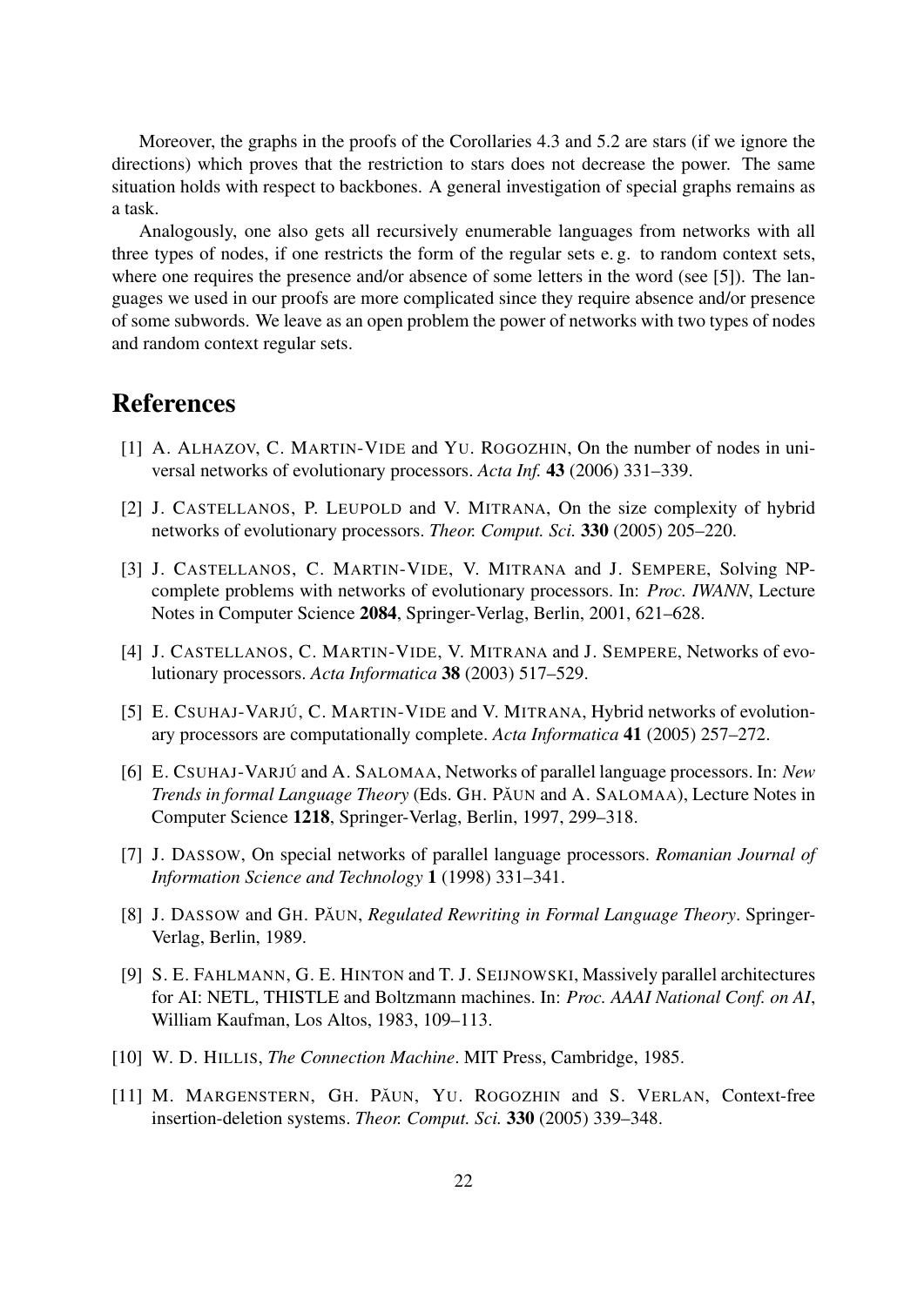Moreover, the graphs in the proofs of the Corollaries 4.3 and 5.2 are stars (if we ignore the directions) which proves that the restriction to stars does not decrease the power. The same situation holds with respect to backbones. A general investigation of special graphs remains as a task.

Analogously, one also gets all recursively enumerable languages from networks with all three types of nodes, if one restricts the form of the regular sets e. g. to random context sets, where one requires the presence and/or absence of some letters in the word (see [5]). The languages we used in our proofs are more complicated since they require absence and/or presence of some subwords. We leave as an open problem the power of networks with two types of nodes and random context regular sets.

## References

[1] A. Alhazov, C. Martin-Vide and Yu. Rogozhin, On the number of nodes in universal networks of evolutionary processors. *Acta Inf.* **43** (2006) 331–339.

[2] J. Castellanos, P. Leupold and V. Mitrana, On the size complexity of hybrid networks of evolutionary processors. *Theor. Comput. Sci.* **330** (2005) 205–220.

[3] J. Castellanos, C. Martin-Vide, V. Mitrana and J. Sempere, Solving NP-complete problems with networks of evolutionary processors. In: *Proc. IWANN*, Lecture Notes in Computer Science **2084**, Springer-Verlag, Berlin, 2001, 621–628.

[4] J. Castellanos, C. Martin-Vide, V. Mitrana and J. Sempere, Networks of evolutionary processors. *Acta Informatica* **38** (2003) 517–529.

[5] E. Csuhaj-Varjú, C. Martin-Vide and V. Mitrana, Hybrid networks of evolutionary processors are computationally complete. *Acta Informatica* **41** (2005) 257–272.

[6] E. Csuhaj-Varjú and A. Salomaa, Networks of parallel language processors. In: *New Trends in formal Language Theory* (Eds. Gh. Păun and A. Salomaa), Lecture Notes in Computer Science **1218**, Springer-Verlag, Berlin, 1997, 299–318.

[7] J. Dassow, On special networks of parallel language processors. *Romanian Journal of Information Science and Technology* **1** (1998) 331–341.

[8] J. Dassow and Gh. Păun, *Regulated Rewriting in Formal Language Theory*. Springer-Verlag, Berlin, 1989.

[9] S. E. Fahlmann, G. E. Hinton and T. J. Seijnowski, Massively parallel architectures for AI: NETL, THISTLE and Boltzmann machines. In: *Proc. AAAI National Conf. on AI*, William Kaufman, Los Altos, 1983, 109–113.

[10] W. D. Hillis, *The Connection Machine*. MIT Press, Cambridge, 1985.

[11] M. Margenstern, Gh. Păun, Yu. Rogozhin and S. Verlan, Context-free insertion-deletion systems. *Theor. Comput. Sci.* **330** (2005) 339–348.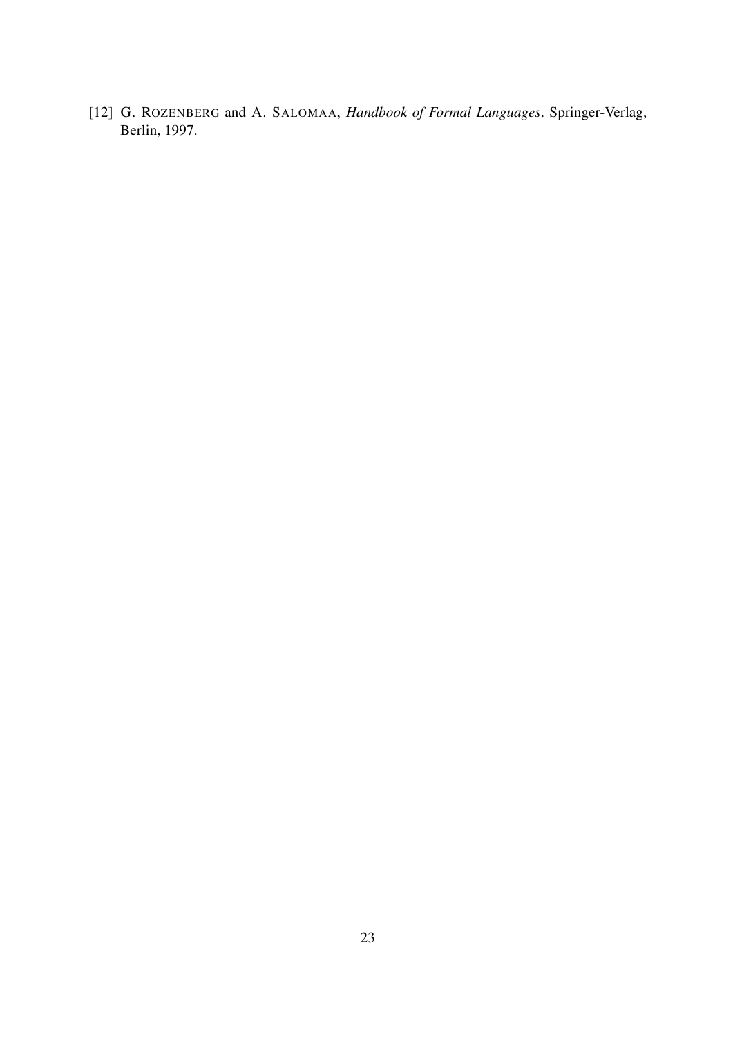[12] G. ROZENBERG and A. SALOMAA, *Handbook of Formal Languages*. Springer-Verlag, Berlin, 1997.